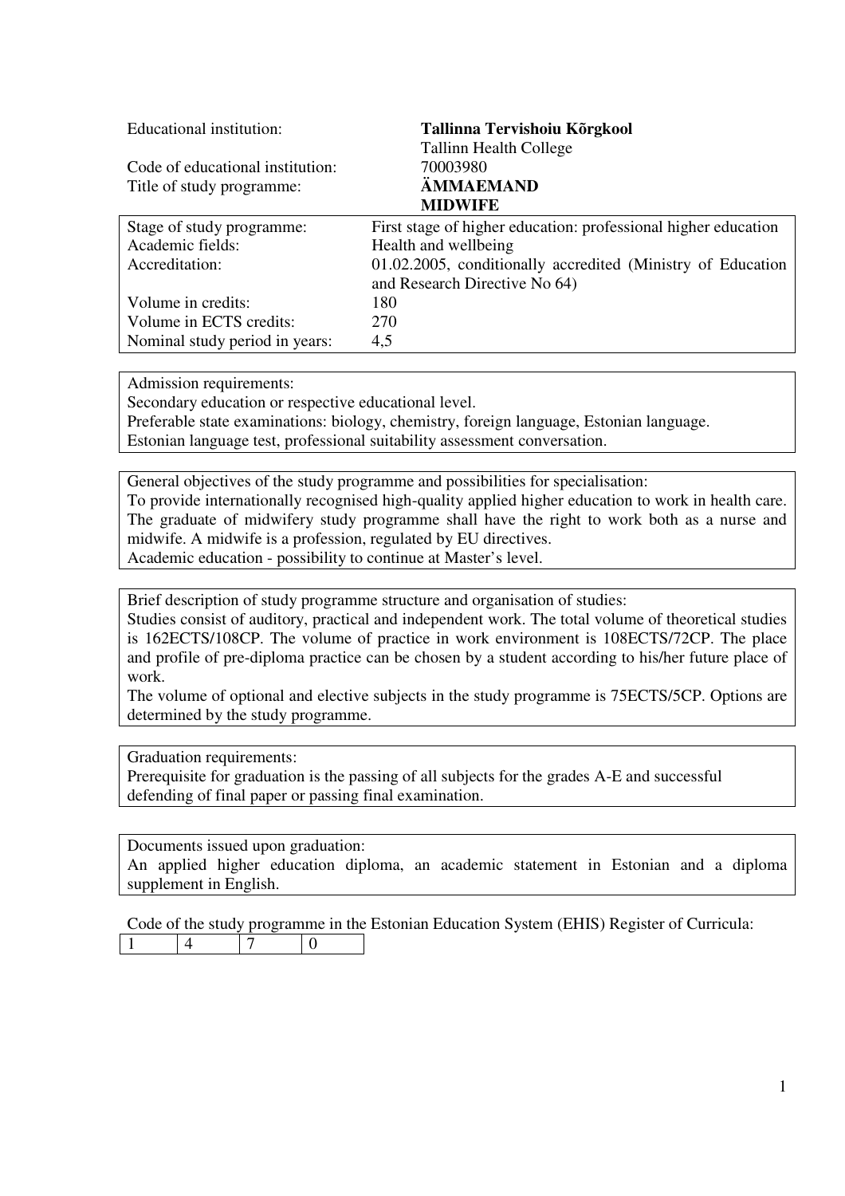| | |
|---|---|
| Educational institution: | **Tallinna Tervishoiu Kõrgkool** |
| | Tallinn Health College |
| Code of educational institution: | 70003980 |
| Title of study programme: | **ÄMMAEMAND** |
| | **MIDWIFE** |

| | |
|---|---|
| Stage of study programme: | First stage of higher education: professional higher education |
| Academic fields: | Health and wellbeing |
| Accreditation: | 01.02.2005, conditionally accredited (Ministry of Education and Research Directive No 64) |
| Volume in credits: | 180 |
| Volume in ECTS credits: | 270 |
| Nominal study period in years: | 4,5 |

Admission requirements:
Secondary education or respective educational level.
Preferable state examinations: biology, chemistry, foreign language, Estonian language.
Estonian language test, professional suitability assessment conversation.

General objectives of the study programme and possibilities for specialisation:
To provide internationally recognised high-quality applied higher education to work in health care. The graduate of midwifery study programme shall have the right to work both as a nurse and midwife. A midwife is a profession, regulated by EU directives.
Academic education - possibility to continue at Master's level.

Brief description of study programme structure and organisation of studies:
Studies consist of auditory, practical and independent work. The total volume of theoretical studies is 162ECTS/108CP. The volume of practice in work environment is 108ECTS/72CP. The place and profile of pre-diploma practice can be chosen by a student according to his/her future place of work.
The volume of optional and elective subjects in the study programme is 75ECTS/5CP. Options are determined by the study programme.

Graduation requirements:
Prerequisite for graduation is the passing of all subjects for the grades A-E and successful defending of final paper or passing final examination.

Documents issued upon graduation:
An applied higher education diploma, an academic statement in Estonian and a diploma supplement in English.

Code of the study programme in the Estonian Education System (EHIS) Register of Curricula:

| | | | |
|---|---|---|---|
| 1 | 4 | 7 | 0 |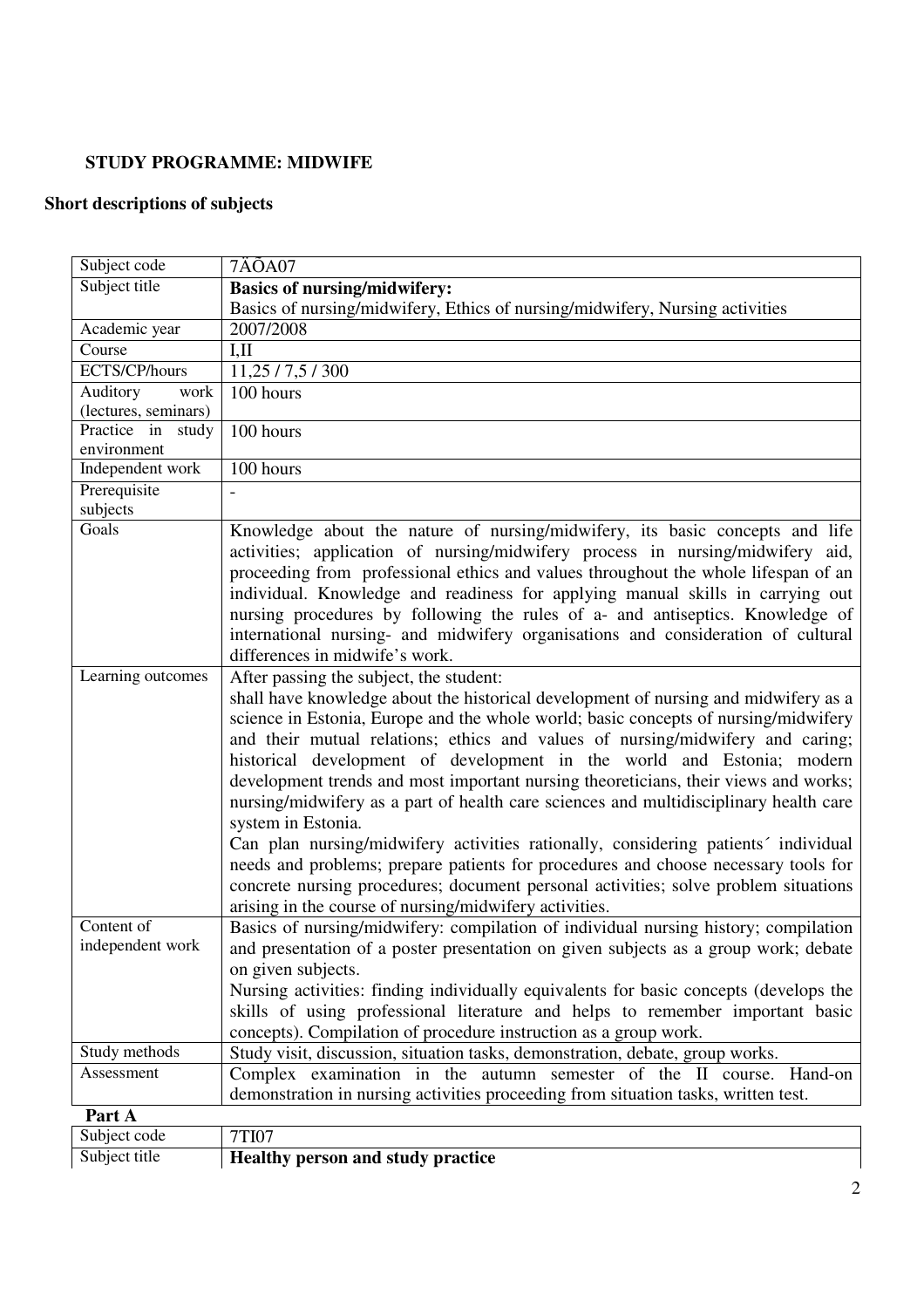**STUDY PROGRAMME: MIDWIFE**

**Short descriptions of subjects**

| Subject code | 7ÄÕA07 |
|---|---|
| Subject title | **Basics of nursing/midwifery:** Basics of nursing/midwifery, Ethics of nursing/midwifery, Nursing activities |
| Academic year | 2007/2008 |
| Course | I,II |
| ECTS/CP/hours | 11,25 / 7,5 / 300 |
| Auditory work (lectures, seminars) | 100 hours |
| Practice in study environment | 100 hours |
| Independent work | 100 hours |
| Prerequisite subjects | - |
| Goals | Knowledge about the nature of nursing/midwifery, its basic concepts and life activities; application of nursing/midwifery process in nursing/midwifery aid, proceeding from professional ethics and values throughout the whole lifespan of an individual. Knowledge and readiness for applying manual skills in carrying out nursing procedures by following the rules of a- and antiseptics. Knowledge of international nursing- and midwifery organisations and consideration of cultural differences in midwife's work. |
| Learning outcomes | After passing the subject, the student: shall have knowledge about the historical development of nursing and midwifery as a science in Estonia, Europe and the whole world; basic concepts of nursing/midwifery and their mutual relations; ethics and values of nursing/midwifery and caring; historical development of development in the world and Estonia; modern development trends and most important nursing theoreticians, their views and works; nursing/midwifery as a part of health care sciences and multidisciplinary health care system in Estonia. Can plan nursing/midwifery activities rationally, considering patients´ individual needs and problems; prepare patients for procedures and choose necessary tools for concrete nursing procedures; document personal activities; solve problem situations arising in the course of nursing/midwifery activities. |
| Content of independent work | Basics of nursing/midwifery: compilation of individual nursing history; compilation and presentation of a poster presentation on given subjects as a group work; debate on given subjects. Nursing activities: finding individually equivalents for basic concepts (develops the skills of using professional literature and helps to remember important basic concepts). Compilation of procedure instruction as a group work. |
| Study methods | Study visit, discussion, situation tasks, demonstration, debate, group works. |
| Assessment | Complex examination in the autumn semester of the II course. Hand-on demonstration in nursing activities proceeding from situation tasks, written test. |

**Part A**

| Subject code | 7TI07 |
|---|---|
| Subject title | **Healthy person and study practice** |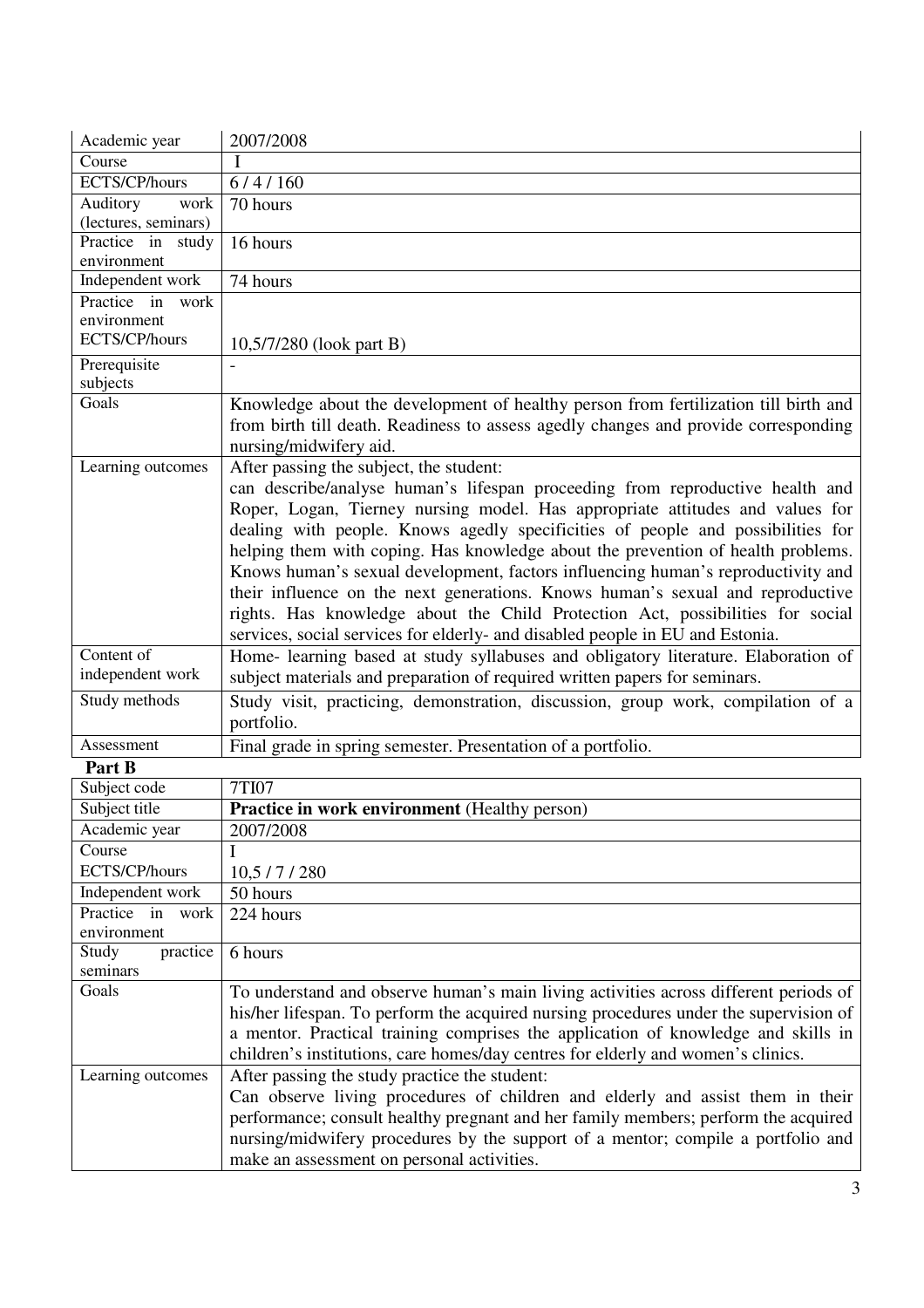| | |
|---|---|
| Academic year | 2007/2008 |
| Course | I |
| ECTS/CP/hours | 6 / 4 / 160 |
| Auditory work (lectures, seminars) | 70 hours |
| Practice in study environment | 16 hours |
| Independent work | 74 hours |
| Practice in work environment ECTS/CP/hours | 10,5/7/280 (look part B) |
| Prerequisite subjects | - |
| Goals | Knowledge about the development of healthy person from fertilization till birth and from birth till death. Readiness to assess agedly changes and provide corresponding nursing/midwifery aid. |
| Learning outcomes | After passing the subject, the student: can describe/analyse human's lifespan proceeding from reproductive health and Roper, Logan, Tierney nursing model. Has appropriate attitudes and values for dealing with people. Knows agedly specificities of people and possibilities for helping them with coping. Has knowledge about the prevention of health problems. Knows human's sexual development, factors influencing human's reproductivity and their influence on the next generations. Knows human's sexual and reproductive rights. Has knowledge about the Child Protection Act, possibilities for social services, social services for elderly- and disabled people in EU and Estonia. |
| Content of independent work | Home- learning based at study syllabuses and obligatory literature. Elaboration of subject materials and preparation of required written papers for seminars. |
| Study methods | Study visit, practicing, demonstration, discussion, group work, compilation of a portfolio. |
| Assessment | Final grade in spring semester. Presentation of a portfolio. |

**Part B**

| | |
|---|---|
| Subject code | 7TI07 |
| Subject title | **Practice in work environment** (Healthy person) |
| Academic year | 2007/2008 |
| Course ECTS/CP/hours | I 10,5 / 7 / 280 |
| Independent work | 50 hours |
| Practice in work environment | 224 hours |
| Study practice seminars | 6 hours |
| Goals | To understand and observe human's main living activities across different periods of his/her lifespan. To perform the acquired nursing procedures under the supervision of a mentor. Practical training comprises the application of knowledge and skills in children's institutions, care homes/day centres for elderly and women's clinics. |
| Learning outcomes | After passing the study practice the student: Can observe living procedures of children and elderly and assist them in their performance; consult healthy pregnant and her family members; perform the acquired nursing/midwifery procedures by the support of a mentor; compile a portfolio and make an assessment on personal activities. |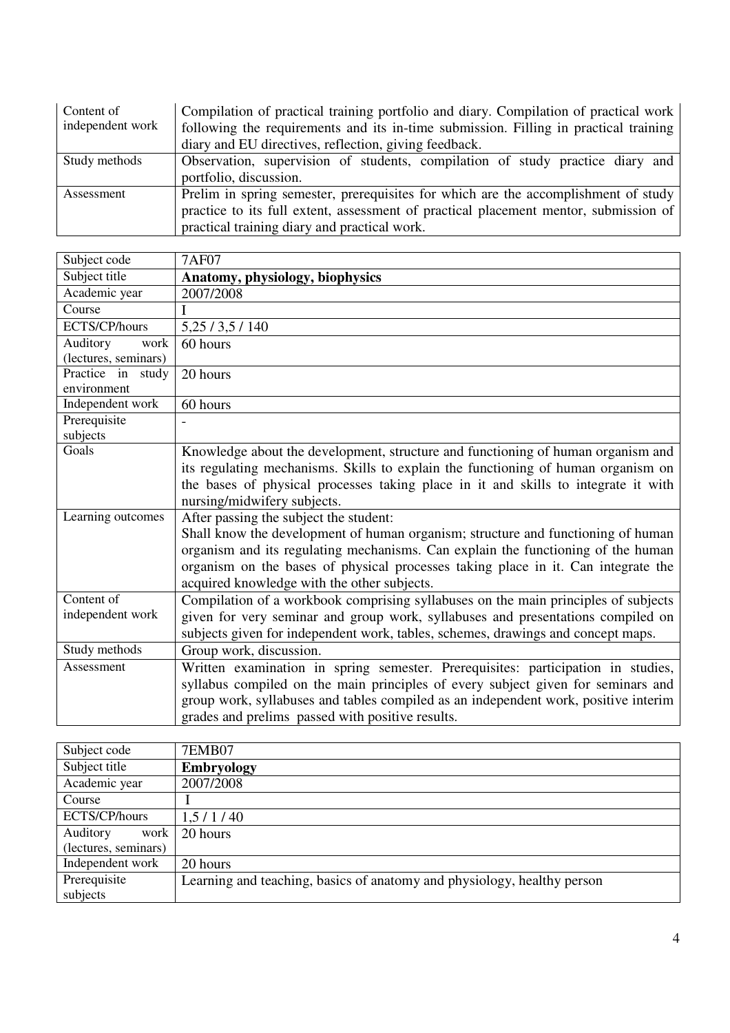| | |
|---|---|
| Content of independent work | Compilation of practical training portfolio and diary. Compilation of practical work following the requirements and its in-time submission. Filling in practical training diary and EU directives, reflection, giving feedback. |
| Study methods | Observation, supervision of students, compilation of study practice diary and portfolio, discussion. |
| Assessment | Prelim in spring semester, prerequisites for which are the accomplishment of study practice to its full extent, assessment of practical placement mentor, submission of practical training diary and practical work. |

| Subject code | 7AF07 |
|---|---|
| Subject title | **Anatomy, physiology, biophysics** |
| Academic year | 2007/2008 |
| Course | I |
| ECTS/CP/hours | 5,25 / 3,5 / 140 |
| Auditory work (lectures, seminars) | 60 hours |
| Practice in study environment | 20 hours |
| Independent work | 60 hours |
| Prerequisite subjects | - |
| Goals | Knowledge about the development, structure and functioning of human organism and its regulating mechanisms. Skills to explain the functioning of human organism on the bases of physical processes taking place in it and skills to integrate it with nursing/midwifery subjects. |
| Learning outcomes | After passing the subject the student: Shall know the development of human organism; structure and functioning of human organism and its regulating mechanisms. Can explain the functioning of the human organism on the bases of physical processes taking place in it. Can integrate the acquired knowledge with the other subjects. |
| Content of independent work | Compilation of a workbook comprising syllabuses on the main principles of subjects given for very seminar and group work, syllabuses and presentations compiled on subjects given for independent work, tables, schemes, drawings and concept maps. |
| Study methods | Group work, discussion. |
| Assessment | Written examination in spring semester. Prerequisites: participation in studies, syllabus compiled on the main principles of every subject given for seminars and group work, syllabuses and tables compiled as an independent work, positive interim grades and prelims passed with positive results. |

| Subject code | 7EMB07 |
|---|---|
| Subject title | **Embryology** |
| Academic year | 2007/2008 |
| Course | I |
| ECTS/CP/hours | 1,5 / 1 / 40 |
| Auditory work (lectures, seminars) | 20 hours |
| Independent work | 20 hours |
| Prerequisite subjects | Learning and teaching, basics of anatomy and physiology, healthy person |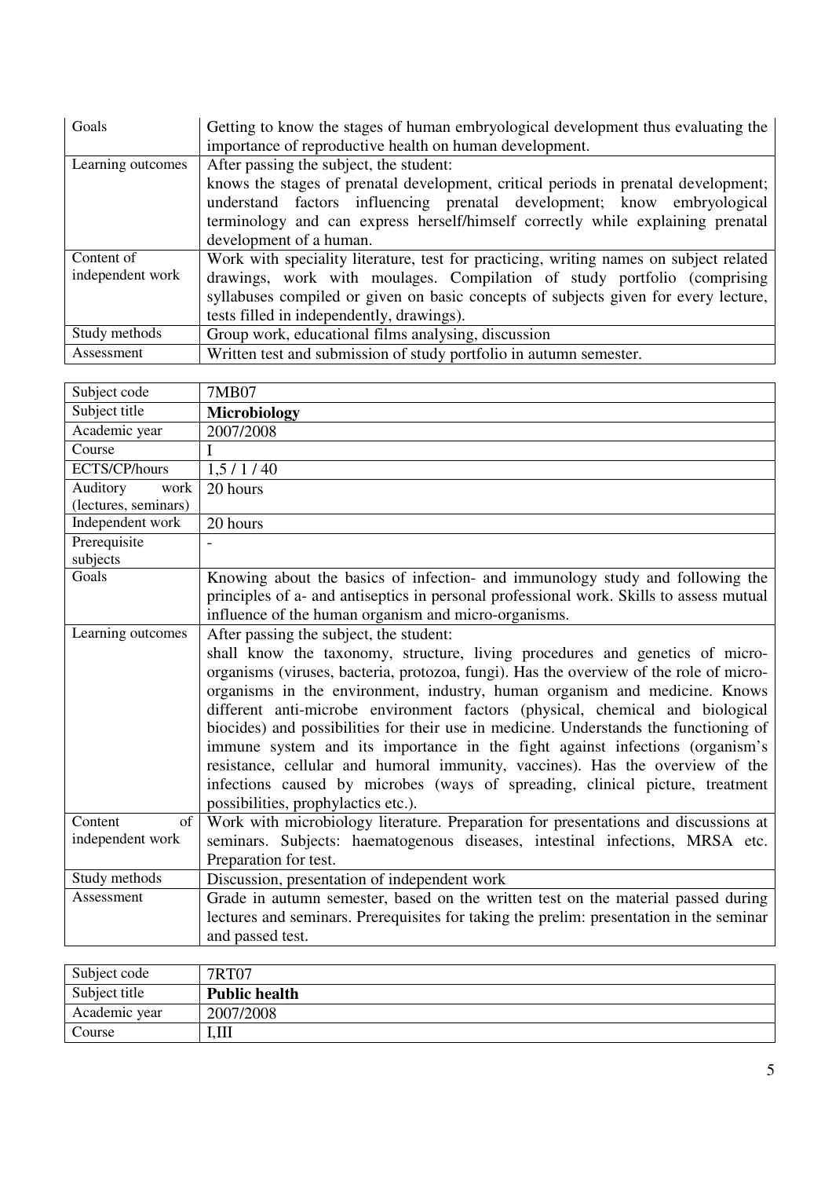| Goals | Getting to know the stages of human embryological development thus evaluating the importance of reproductive health on human development. |
|---|---|
| Learning outcomes | After passing the subject, the student: knows the stages of prenatal development, critical periods in prenatal development; understand factors influencing prenatal development; know embryological terminology and can express herself/himself correctly while explaining prenatal development of a human. |
| Content of independent work | Work with speciality literature, test for practicing, writing names on subject related drawings, work with moulages. Compilation of study portfolio (comprising syllabuses compiled or given on basic concepts of subjects given for every lecture, tests filled in independently, drawings). |
| Study methods | Group work, educational films analysing, discussion |
| Assessment | Written test and submission of study portfolio in autumn semester. |

| Subject code | 7MB07 |
|---|---|
| Subject title | **Microbiology** |
| Academic year | 2007/2008 |
| Course | I |
| ECTS/CP/hours | 1,5 / 1 / 40 |
| Auditory work (lectures, seminars) | 20 hours |
| Independent work | 20 hours |
| Prerequisite subjects | - |
| Goals | Knowing about the basics of infection- and immunology study and following the principles of a- and antiseptics in personal professional work. Skills to assess mutual influence of the human organism and micro-organisms. |
| Learning outcomes | After passing the subject, the student: shall know the taxonomy, structure, living procedures and genetics of micro-organisms (viruses, bacteria, protozoa, fungi). Has the overview of the role of micro-organisms in the environment, industry, human organism and medicine. Knows different anti-microbe environment factors (physical, chemical and biological biocides) and possibilities for their use in medicine. Understands the functioning of immune system and its importance in the fight against infections (organism's resistance, cellular and humoral immunity, vaccines). Has the overview of the infections caused by microbes (ways of spreading, clinical picture, treatment possibilities, prophylactics etc.). |
| Content of independent work | Work with microbiology literature. Preparation for presentations and discussions at seminars. Subjects: haematogenous diseases, intestinal infections, MRSA etc. Preparation for test. |
| Study methods | Discussion, presentation of independent work |
| Assessment | Grade in autumn semester, based on the written test on the material passed during lectures and seminars. Prerequisites for taking the prelim: presentation in the seminar and passed test. |

| Subject code | 7RT07 |
|---|---|
| Subject title | **Public health** |
| Academic year | 2007/2008 |
| Course | I,III |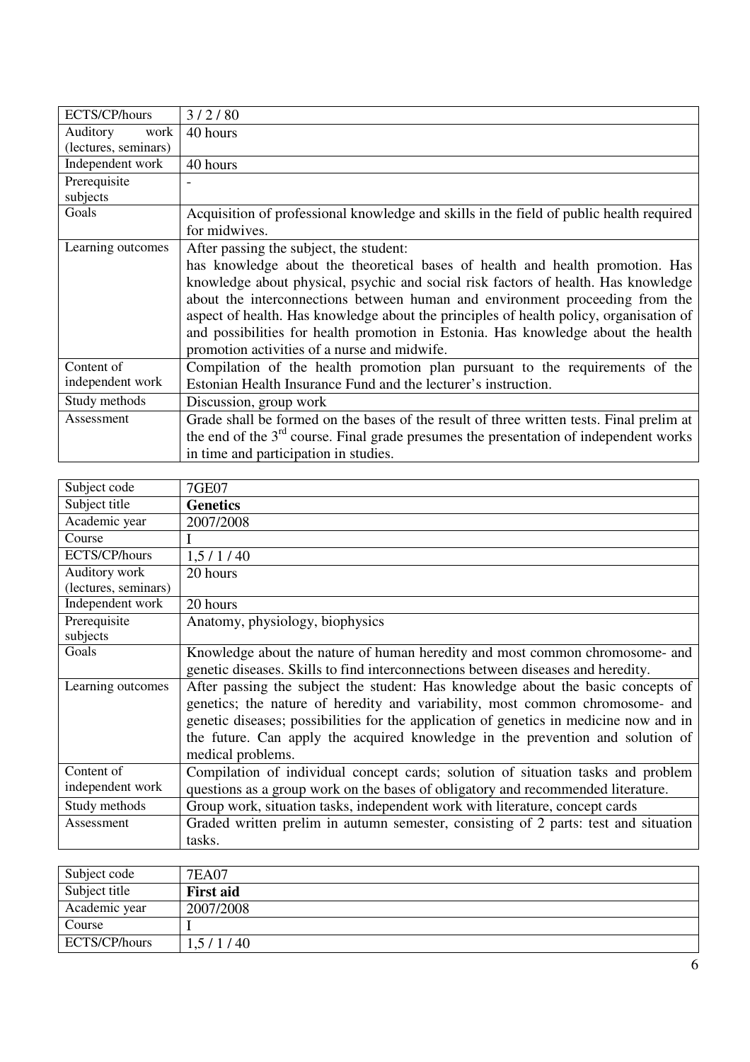| ECTS/CP/hours | 3 / 2 / 80 |
|---|---|
| Auditory work (lectures, seminars) | 40 hours |
| Independent work | 40 hours |
| Prerequisite subjects | - |
| Goals | Acquisition of professional knowledge and skills in the field of public health required for midwives. |
| Learning outcomes | After passing the subject, the student: has knowledge about the theoretical bases of health and health promotion. Has knowledge about physical, psychic and social risk factors of health. Has knowledge about the interconnections between human and environment proceeding from the aspect of health. Has knowledge about the principles of health policy, organisation of and possibilities for health promotion in Estonia. Has knowledge about the health promotion activities of a nurse and midwife. |
| Content of independent work | Compilation of the health promotion plan pursuant to the requirements of the Estonian Health Insurance Fund and the lecturer's instruction. |
| Study methods | Discussion, group work |
| Assessment | Grade shall be formed on the bases of the result of three written tests. Final prelim at the end of the 3rd course. Final grade presumes the presentation of independent works in time and participation in studies. |

| Subject code | 7GE07 |
|---|---|
| Subject title | **Genetics** |
| Academic year | 2007/2008 |
| Course | I |
| ECTS/CP/hours | 1,5 / 1 / 40 |
| Auditory work (lectures, seminars) | 20 hours |
| Independent work | 20 hours |
| Prerequisite subjects | Anatomy, physiology, biophysics |
| Goals | Knowledge about the nature of human heredity and most common chromosome- and genetic diseases. Skills to find interconnections between diseases and heredity. |
| Learning outcomes | After passing the subject the student: Has knowledge about the basic concepts of genetics; the nature of heredity and variability, most common chromosome- and genetic diseases; possibilities for the application of genetics in medicine now and in the future. Can apply the acquired knowledge in the prevention and solution of medical problems. |
| Content of independent work | Compilation of individual concept cards; solution of situation tasks and problem questions as a group work on the bases of obligatory and recommended literature. |
| Study methods | Group work, situation tasks, independent work with literature, concept cards |
| Assessment | Graded written prelim in autumn semester, consisting of 2 parts: test and situation tasks. |

| Subject code | 7EA07 |
|---|---|
| Subject title | **First aid** |
| Academic year | 2007/2008 |
| Course | I |
| ECTS/CP/hours | 1,5 / 1 / 40 |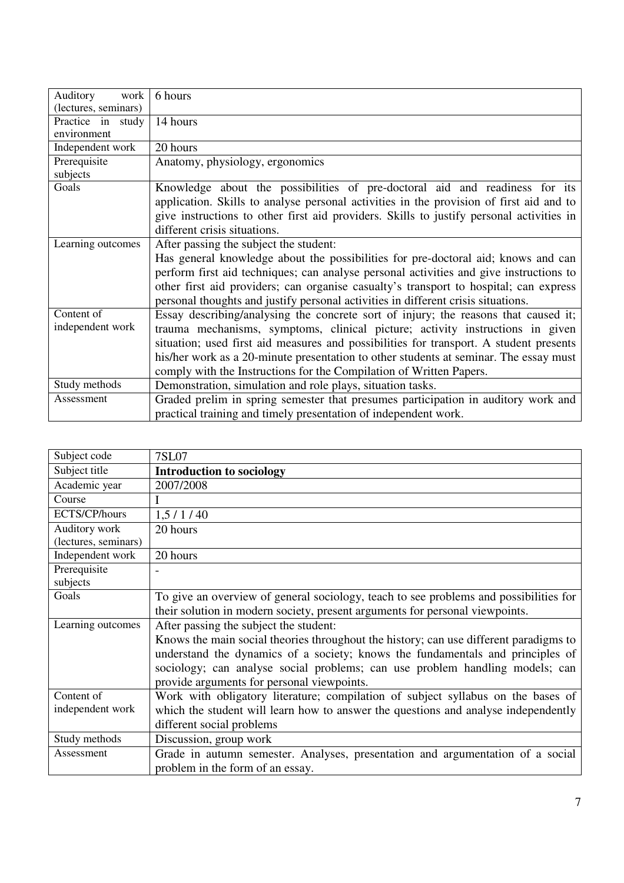| | |
|---|---|
| Auditory work (lectures, seminars) | 6 hours |
| Practice in study environment | 14 hours |
| Independent work | 20 hours |
| Prerequisite subjects | Anatomy, physiology, ergonomics |
| Goals | Knowledge about the possibilities of pre-doctoral aid and readiness for its application. Skills to analyse personal activities in the provision of first aid and to give instructions to other first aid providers. Skills to justify personal activities in different crisis situations. |
| Learning outcomes | After passing the subject the student:<br>Has general knowledge about the possibilities for pre-doctoral aid; knows and can perform first aid techniques; can analyse personal activities and give instructions to other first aid providers; can organise casualty's transport to hospital; can express personal thoughts and justify personal activities in different crisis situations. |
| Content of independent work | Essay describing/analysing the concrete sort of injury; the reasons that caused it; trauma mechanisms, symptoms, clinical picture; activity instructions in given situation; used first aid measures and possibilities for transport. A student presents his/her work as a 20-minute presentation to other students at seminar. The essay must comply with the Instructions for the Compilation of Written Papers. |
| Study methods | Demonstration, simulation and role plays, situation tasks. |
| Assessment | Graded prelim in spring semester that presumes participation in auditory work and practical training and timely presentation of independent work. |

| | |
|---|---|
| Subject code | 7SL07 |
| Subject title | **Introduction to sociology** |
| Academic year | 2007/2008 |
| Course | I |
| ECTS/CP/hours | 1,5 / 1 / 40 |
| Auditory work (lectures, seminars) | 20 hours |
| Independent work | 20 hours |
| Prerequisite subjects | - |
| Goals | To give an overview of general sociology, teach to see problems and possibilities for their solution in modern society, present arguments for personal viewpoints. |
| Learning outcomes | After passing the subject the student:<br>Knows the main social theories throughout the history; can use different paradigms to understand the dynamics of a society; knows the fundamentals and principles of sociology; can analyse social problems; can use problem handling models; can provide arguments for personal viewpoints. |
| Content of independent work | Work with obligatory literature; compilation of subject syllabus on the bases of which the student will learn how to answer the questions and analyse independently different social problems |
| Study methods | Discussion, group work |
| Assessment | Grade in autumn semester. Analyses, presentation and argumentation of a social problem in the form of an essay. |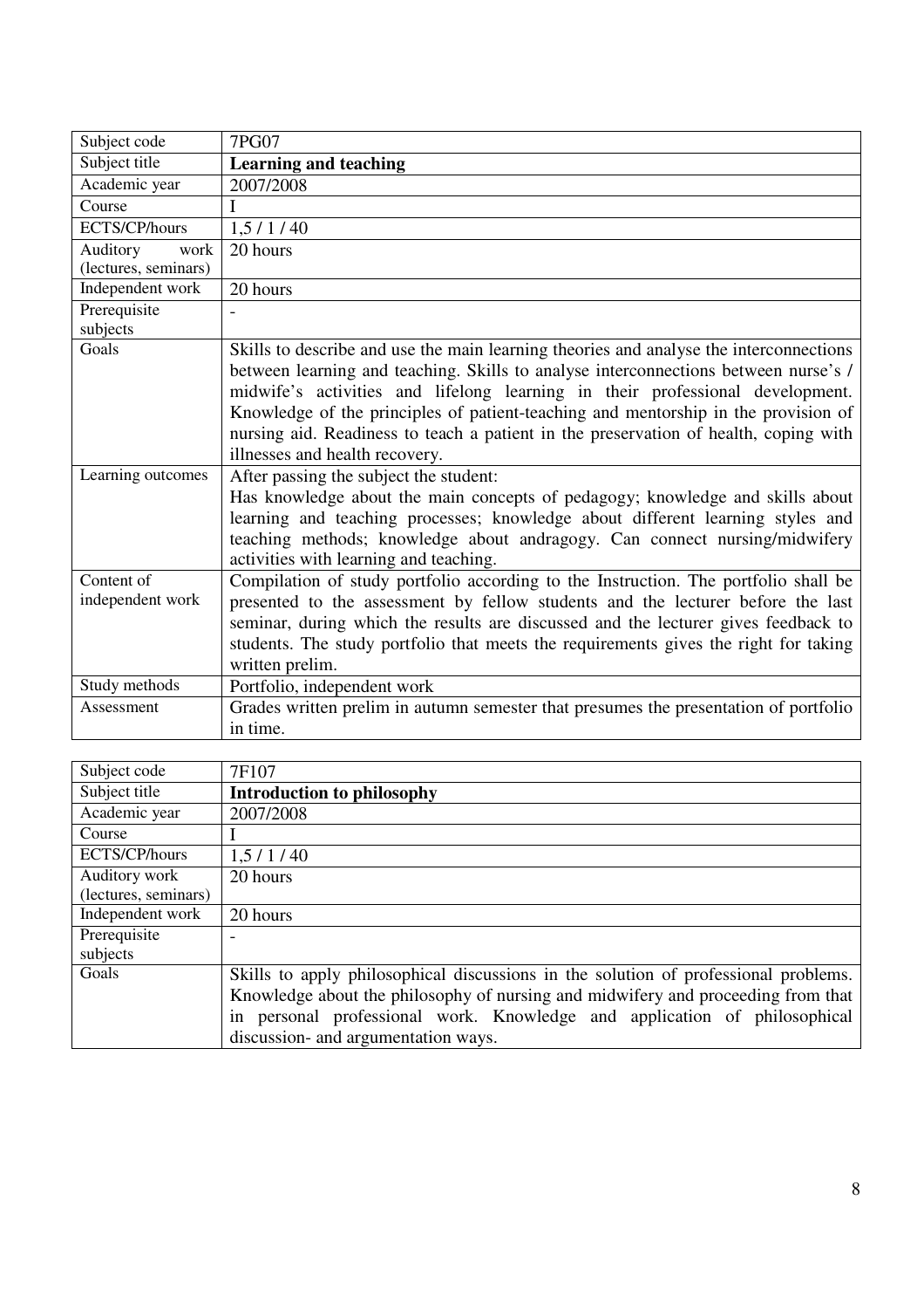| Subject code | 7PG07 |
|---|---|
| Subject title | **Learning and teaching** |
| Academic year | 2007/2008 |
| Course | I |
| ECTS/CP/hours | 1,5 / 1 / 40 |
| Auditory work (lectures, seminars) | 20 hours |
| Independent work | 20 hours |
| Prerequisite subjects | - |
| Goals | Skills to describe and use the main learning theories and analyse the interconnections between learning and teaching. Skills to analyse interconnections between nurse's / midwife's activities and lifelong learning in their professional development. Knowledge of the principles of patient-teaching and mentorship in the provision of nursing aid. Readiness to teach a patient in the preservation of health, coping with illnesses and health recovery. |
| Learning outcomes | After passing the subject the student: Has knowledge about the main concepts of pedagogy; knowledge and skills about learning and teaching processes; knowledge about different learning styles and teaching methods; knowledge about andragogy. Can connect nursing/midwifery activities with learning and teaching. |
| Content of independent work | Compilation of study portfolio according to the Instruction. The portfolio shall be presented to the assessment by fellow students and the lecturer before the last seminar, during which the results are discussed and the lecturer gives feedback to students. The study portfolio that meets the requirements gives the right for taking written prelim. |
| Study methods | Portfolio, independent work |
| Assessment | Grades written prelim in autumn semester that presumes the presentation of portfolio in time. |

| Subject code | 7F107 |
|---|---|
| Subject title | **Introduction to philosophy** |
| Academic year | 2007/2008 |
| Course | I |
| ECTS/CP/hours | 1,5 / 1 / 40 |
| Auditory work (lectures, seminars) | 20 hours |
| Independent work | 20 hours |
| Prerequisite subjects | - |
| Goals | Skills to apply philosophical discussions in the solution of professional problems. Knowledge about the philosophy of nursing and midwifery and proceeding from that in personal professional work. Knowledge and application of philosophical discussion- and argumentation ways. |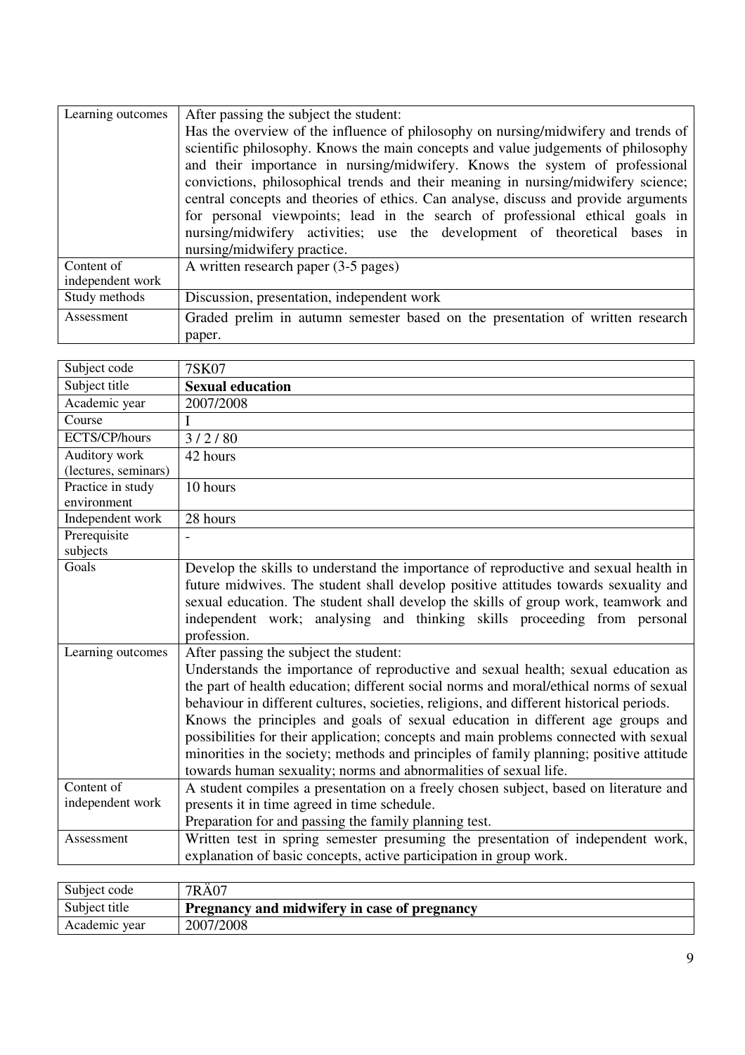| | |
|---|---|
| Learning outcomes | After passing the subject the student:<br>Has the overview of the influence of philosophy on nursing/midwifery and trends of scientific philosophy. Knows the main concepts and value judgements of philosophy and their importance in nursing/midwifery. Knows the system of professional convictions, philosophical trends and their meaning in nursing/midwifery science; central concepts and theories of ethics. Can analyse, discuss and provide arguments for personal viewpoints; lead in the search of professional ethical goals in nursing/midwifery activities; use the development of theoretical bases in nursing/midwifery practice. |
| Content of independent work | A written research paper (3-5 pages) |
| Study methods | Discussion, presentation, independent work |
| Assessment | Graded prelim in autumn semester based on the presentation of written research paper. |

| | |
|---|---|
| Subject code | 7SK07 |
| Subject title | **Sexual education** |
| Academic year | 2007/2008 |
| Course | I |
| ECTS/CP/hours | 3 / 2 / 80 |
| Auditory work (lectures, seminars) | 42 hours |
| Practice in study environment | 10 hours |
| Independent work | 28 hours |
| Prerequisite subjects | - |
| Goals | Develop the skills to understand the importance of reproductive and sexual health in future midwives. The student shall develop positive attitudes towards sexuality and sexual education. The student shall develop the skills of group work, teamwork and independent work; analysing and thinking skills proceeding from personal profession. |
| Learning outcomes | After passing the subject the student:<br>Understands the importance of reproductive and sexual health; sexual education as the part of health education; different social norms and moral/ethical norms of sexual behaviour in different cultures, societies, religions, and different historical periods.<br>Knows the principles and goals of sexual education in different age groups and possibilities for their application; concepts and main problems connected with sexual minorities in the society; methods and principles of family planning; positive attitude towards human sexuality; norms and abnormalities of sexual life. |
| Content of independent work | A student compiles a presentation on a freely chosen subject, based on literature and presents it in time agreed in time schedule.<br>Preparation for and passing the family planning test. |
| Assessment | Written test in spring semester presuming the presentation of independent work, explanation of basic concepts, active participation in group work. |

| | |
|---|---|
| Subject code | 7RÄ07 |
| Subject title | **Pregnancy and midwifery in case of pregnancy** |
| Academic year | 2007/2008 |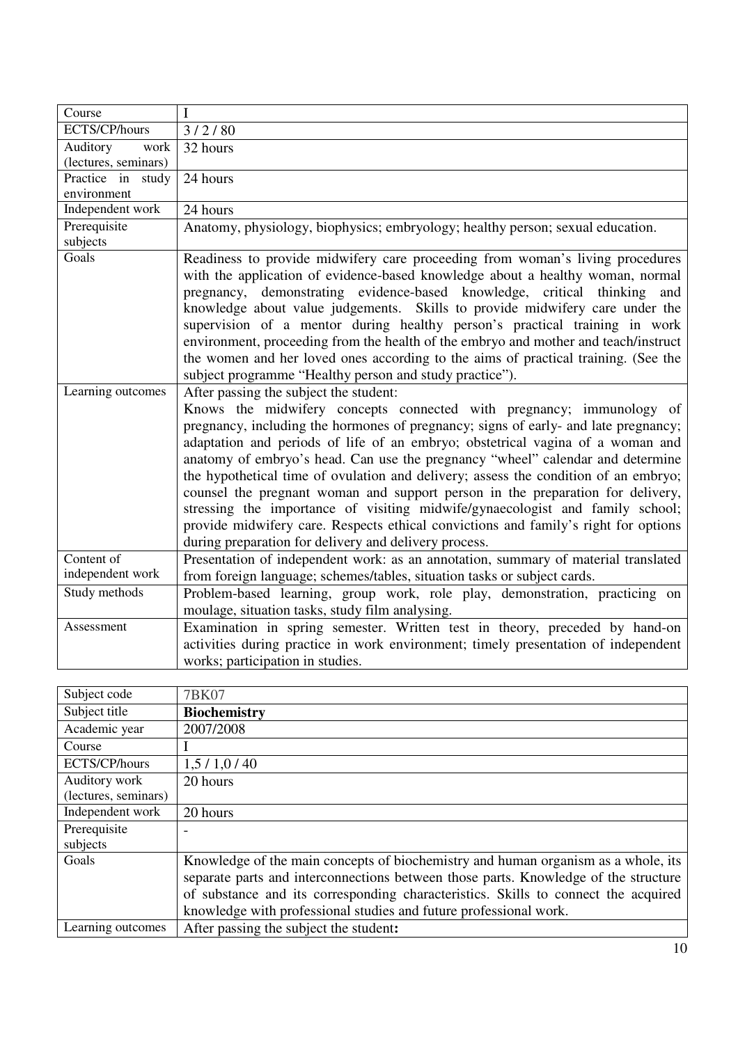| | |
|---|---|
| Course | I |
| ECTS/CP/hours | 3 / 2 / 80 |
| Auditory work (lectures, seminars) | 32 hours |
| Practice in study environment | 24 hours |
| Independent work | 24 hours |
| Prerequisite subjects | Anatomy, physiology, biophysics; embryology; healthy person; sexual education. |
| Goals | Readiness to provide midwifery care proceeding from woman's living procedures with the application of evidence-based knowledge about a healthy woman, normal pregnancy, demonstrating evidence-based knowledge, critical thinking and knowledge about value judgements. Skills to provide midwifery care under the supervision of a mentor during healthy person's practical training in work environment, proceeding from the health of the embryo and mother and teach/instruct the women and her loved ones according to the aims of practical training. (See the subject programme "Healthy person and study practice"). |
| Learning outcomes | After passing the subject the student: Knows the midwifery concepts connected with pregnancy; immunology of pregnancy, including the hormones of pregnancy; signs of early- and late pregnancy; adaptation and periods of life of an embryo; obstetrical vagina of a woman and anatomy of embryo's head. Can use the pregnancy "wheel" calendar and determine the hypothetical time of ovulation and delivery; assess the condition of an embryo; counsel the pregnant woman and support person in the preparation for delivery, stressing the importance of visiting midwife/gynaecologist and family school; provide midwifery care. Respects ethical convictions and family's right for options during preparation for delivery and delivery process. |
| Content of independent work | Presentation of independent work: as an annotation, summary of material translated from foreign language; schemes/tables, situation tasks or subject cards. |
| Study methods | Problem-based learning, group work, role play, demonstration, practicing on moulage, situation tasks, study film analysing. |
| Assessment | Examination in spring semester. Written test in theory, preceded by hand-on activities during practice in work environment; timely presentation of independent works; participation in studies. |

| | |
|---|---|
| Subject code | 7BK07 |
| Subject title | **Biochemistry** |
| Academic year | 2007/2008 |
| Course | I |
| ECTS/CP/hours | 1,5 / 1,0 / 40 |
| Auditory work (lectures, seminars) | 20 hours |
| Independent work | 20 hours |
| Prerequisite subjects | - |
| Goals | Knowledge of the main concepts of biochemistry and human organism as a whole, its separate parts and interconnections between those parts. Knowledge of the structure of substance and its corresponding characteristics. Skills to connect the acquired knowledge with professional studies and future professional work. |
| Learning outcomes | After passing the subject the student**:** |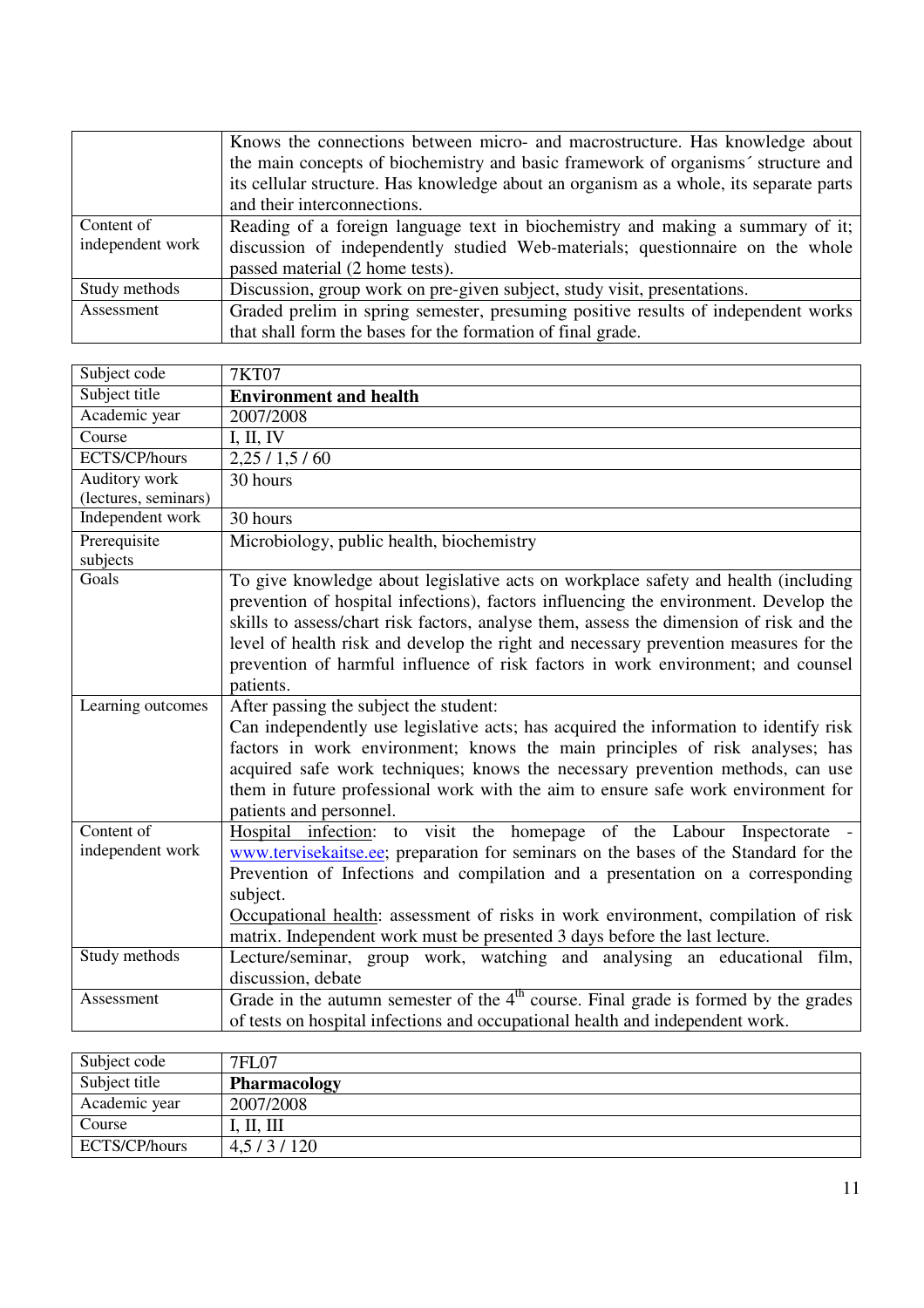| | |
|---|---|
| | Knows the connections between micro- and macrostructure. Has knowledge about the main concepts of biochemistry and basic framework of organisms´ structure and its cellular structure. Has knowledge about an organism as a whole, its separate parts and their interconnections. |
| Content of independent work | Reading of a foreign language text in biochemistry and making a summary of it; discussion of independently studied Web-materials; questionnaire on the whole passed material (2 home tests). |
| Study methods | Discussion, group work on pre-given subject, study visit, presentations. |
| Assessment | Graded prelim in spring semester, presuming positive results of independent works that shall form the bases for the formation of final grade. |

| Subject code | 7KT07 |
|---|---|
| Subject title | **Environment and health** |
| Academic year | 2007/2008 |
| Course | I, II, IV |
| ECTS/CP/hours | 2,25 / 1,5 / 60 |
| Auditory work (lectures, seminars) | 30 hours |
| Independent work | 30 hours |
| Prerequisite subjects | Microbiology, public health, biochemistry |
| Goals | To give knowledge about legislative acts on workplace safety and health (including prevention of hospital infections), factors influencing the environment. Develop the skills to assess/chart risk factors, analyse them, assess the dimension of risk and the level of health risk and develop the right and necessary prevention measures for the prevention of harmful influence of risk factors in work environment; and counsel patients. |
| Learning outcomes | After passing the subject the student: Can independently use legislative acts; has acquired the information to identify risk factors in work environment; knows the main principles of risk analyses; has acquired safe work techniques; knows the necessary prevention methods, can use them in future professional work with the aim to ensure safe work environment for patients and personnel. |
| Content of independent work | Hospital infection: to visit the homepage of the Labour Inspectorate - www.tervisekaitse.ee; preparation for seminars on the bases of the Standard for the Prevention of Infections and compilation and a presentation on a corresponding subject. Occupational health: assessment of risks in work environment, compilation of risk matrix. Independent work must be presented 3 days before the last lecture. |
| Study methods | Lecture/seminar, group work, watching and analysing an educational film, discussion, debate |
| Assessment | Grade in the autumn semester of the 4th course. Final grade is formed by the grades of tests on hospital infections and occupational health and independent work. |

| Subject code | 7FL07 |
|---|---|
| Subject title | **Pharmacology** |
| Academic year | 2007/2008 |
| Course | I, II, III |
| ECTS/CP/hours | 4,5 / 3 / 120 |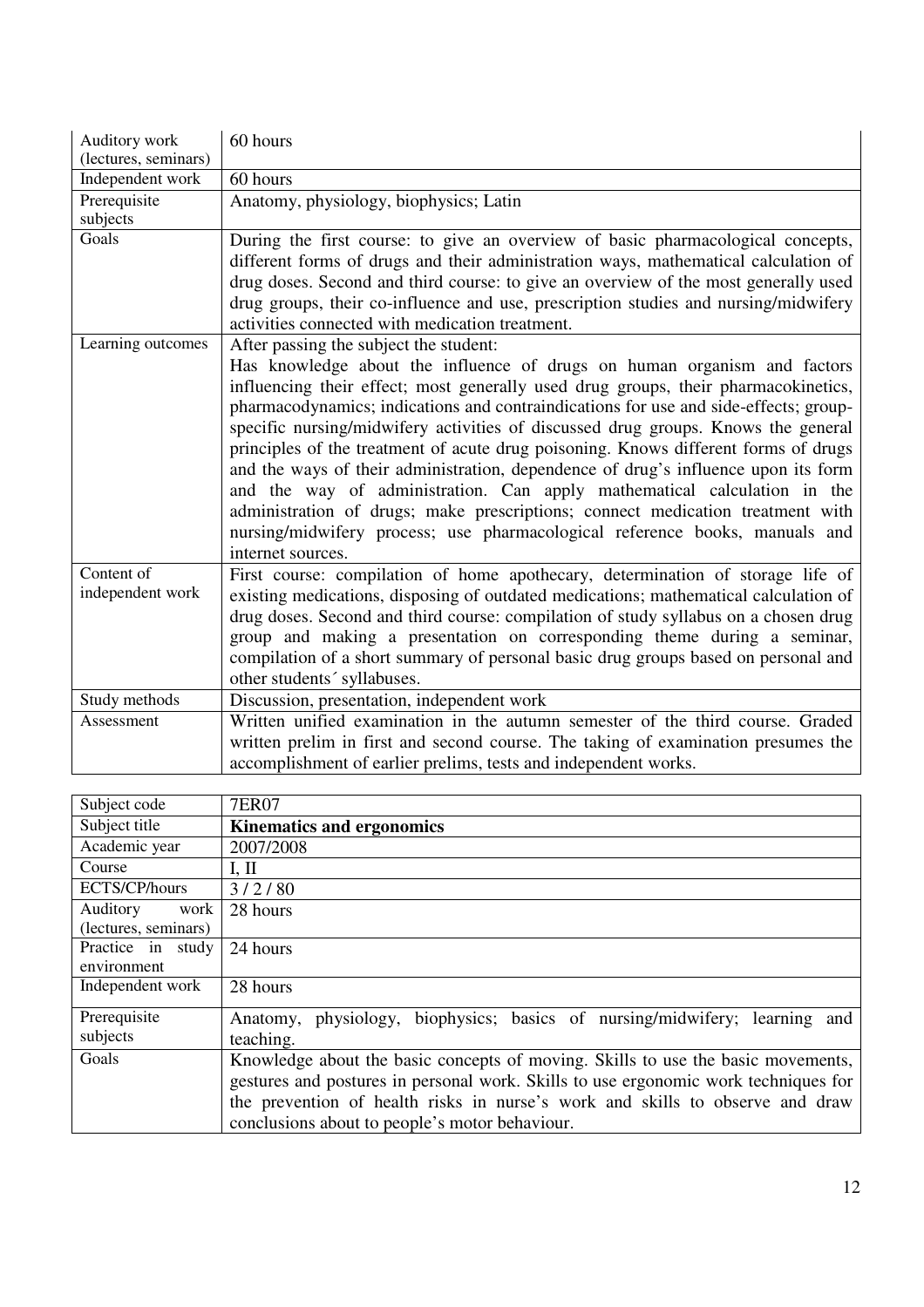| | |
|---|---|
| Auditory work (lectures, seminars) | 60 hours |
| Independent work | 60 hours |
| Prerequisite subjects | Anatomy, physiology, biophysics; Latin |
| Goals | During the first course: to give an overview of basic pharmacological concepts, different forms of drugs and their administration ways, mathematical calculation of drug doses. Second and third course: to give an overview of the most generally used drug groups, their co-influence and use, prescription studies and nursing/midwifery activities connected with medication treatment. |
| Learning outcomes | After passing the subject the student: Has knowledge about the influence of drugs on human organism and factors influencing their effect; most generally used drug groups, their pharmacokinetics, pharmacodynamics; indications and contraindications for use and side-effects; group-specific nursing/midwifery activities of discussed drug groups. Knows the general principles of the treatment of acute drug poisoning. Knows different forms of drugs and the ways of their administration, dependence of drug's influence upon its form and the way of administration. Can apply mathematical calculation in the administration of drugs; make prescriptions; connect medication treatment with nursing/midwifery process; use pharmacological reference books, manuals and internet sources. |
| Content of independent work | First course: compilation of home apothecary, determination of storage life of existing medications, disposing of outdated medications; mathematical calculation of drug doses. Second and third course: compilation of study syllabus on a chosen drug group and making a presentation on corresponding theme during a seminar, compilation of a short summary of personal basic drug groups based on personal and other students´ syllabuses. |
| Study methods | Discussion, presentation, independent work |
| Assessment | Written unified examination in the autumn semester of the third course. Graded written prelim in first and second course. The taking of examination presumes the accomplishment of earlier prelims, tests and independent works. |

| | |
|---|---|
| Subject code | 7ER07 |
| Subject title | **Kinematics and ergonomics** |
| Academic year | 2007/2008 |
| Course | I, II |
| ECTS/CP/hours | 3 / 2 / 80 |
| Auditory work (lectures, seminars) | 28 hours |
| Practice in study environment | 24 hours |
| Independent work | 28 hours |
| Prerequisite subjects | Anatomy, physiology, biophysics; basics of nursing/midwifery; learning and teaching. |
| Goals | Knowledge about the basic concepts of moving. Skills to use the basic movements, gestures and postures in personal work. Skills to use ergonomic work techniques for the prevention of health risks in nurse's work and skills to observe and draw conclusions about to people's motor behaviour. |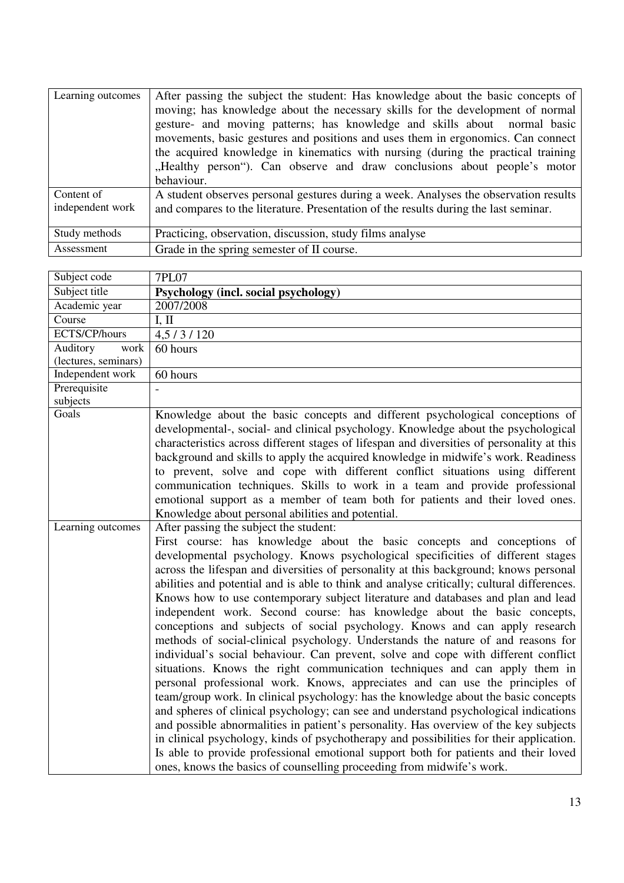| | |
|---|---|
| Learning outcomes | After passing the subject the student: Has knowledge about the basic concepts of moving; has knowledge about the necessary skills for the development of normal gesture- and moving patterns; has knowledge and skills about normal basic movements, basic gestures and positions and uses them in ergonomics. Can connect the acquired knowledge in kinematics with nursing (during the practical training „Healthy person"). Can observe and draw conclusions about people's motor behaviour. |
| Content of independent work | A student observes personal gestures during a week. Analyses the observation results and compares to the literature. Presentation of the results during the last seminar. |
| Study methods | Practicing, observation, discussion, study films analyse |
| Assessment | Grade in the spring semester of II course. |

| | |
|---|---|
| Subject code | 7PL07 |
| Subject title | **Psychology (incl. social psychology)** |
| Academic year | 2007/2008 |
| Course | I, II |
| ECTS/CP/hours | 4,5 / 3 / 120 |
| Auditory work (lectures, seminars) | 60 hours |
| Independent work | 60 hours |
| Prerequisite subjects | - |
| Goals | Knowledge about the basic concepts and different psychological conceptions of developmental-, social- and clinical psychology. Knowledge about the psychological characteristics across different stages of lifespan and diversities of personality at this background and skills to apply the acquired knowledge in midwife's work. Readiness to prevent, solve and cope with different conflict situations using different communication techniques. Skills to work in a team and provide professional emotional support as a member of team both for patients and their loved ones. Knowledge about personal abilities and potential. |
| Learning outcomes | After passing the subject the student: First course: has knowledge about the basic concepts and conceptions of developmental psychology. Knows psychological specificities of different stages across the lifespan and diversities of personality at this background; knows personal abilities and potential and is able to think and analyse critically; cultural differences. Knows how to use contemporary subject literature and databases and plan and lead independent work. Second course: has knowledge about the basic concepts, conceptions and subjects of social psychology. Knows and can apply research methods of social-clinical psychology. Understands the nature of and reasons for individual's social behaviour. Can prevent, solve and cope with different conflict situations. Knows the right communication techniques and can apply them in personal professional work. Knows, appreciates and can use the principles of team/group work. In clinical psychology: has the knowledge about the basic concepts and spheres of clinical psychology; can see and understand psychological indications and possible abnormalities in patient's personality. Has overview of the key subjects in clinical psychology, kinds of psychotherapy and possibilities for their application. Is able to provide professional emotional support both for patients and their loved ones, knows the basics of counselling proceeding from midwife's work. |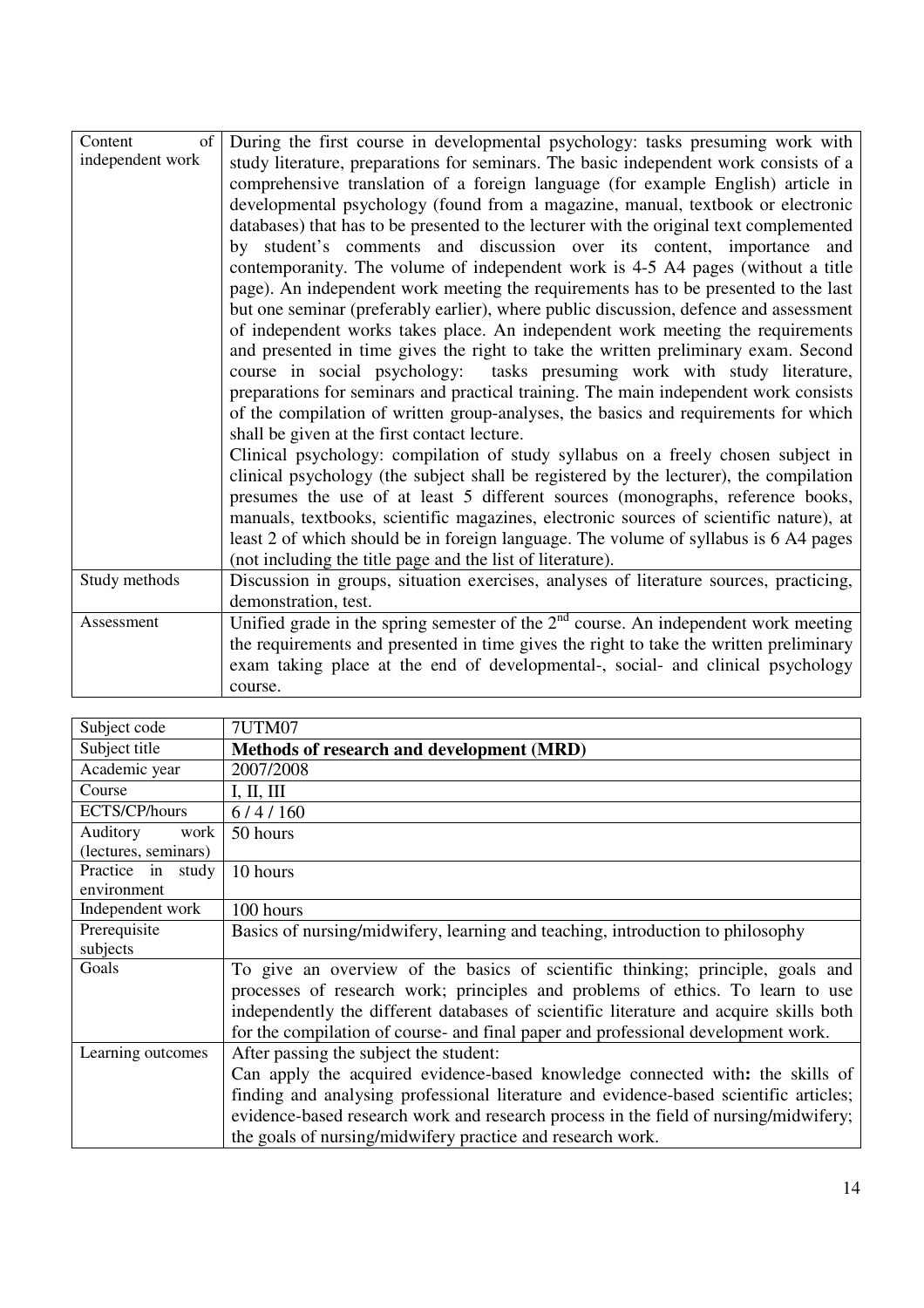| | |
|---|---|
| Content of independent work | During the first course in developmental psychology: tasks presuming work with study literature, preparations for seminars. The basic independent work consists of a comprehensive translation of a foreign language (for example English) article in developmental psychology (found from a magazine, manual, textbook or electronic databases) that has to be presented to the lecturer with the original text complemented by student's comments and discussion over its content, importance and contemporanity. The volume of independent work is 4-5 A4 pages (without a title page). An independent work meeting the requirements has to be presented to the last but one seminar (preferably earlier), where public discussion, defence and assessment of independent works takes place. An independent work meeting the requirements and presented in time gives the right to take the written preliminary exam. Second course in social psychology: tasks presuming work with study literature, preparations for seminars and practical training. The main independent work consists of the compilation of written group-analyses, the basics and requirements for which shall be given at the first contact lecture.<br>Clinical psychology: compilation of study syllabus on a freely chosen subject in clinical psychology (the subject shall be registered by the lecturer), the compilation presumes the use of at least 5 different sources (monographs, reference books, manuals, textbooks, scientific magazines, electronic sources of scientific nature), at least 2 of which should be in foreign language. The volume of syllabus is 6 A4 pages (not including the title page and the list of literature). |
| Study methods | Discussion in groups, situation exercises, analyses of literature sources, practicing, demonstration, test. |
| Assessment | Unified grade in the spring semester of the 2nd course. An independent work meeting the requirements and presented in time gives the right to take the written preliminary exam taking place at the end of developmental-, social- and clinical psychology course. |

| | |
|---|---|
| Subject code | 7UTM07 |
| Subject title | **Methods of research and development (MRD)** |
| Academic year | 2007/2008 |
| Course | I, II, III |
| ECTS/CP/hours | 6 / 4 / 160 |
| Auditory work (lectures, seminars) | 50 hours |
| Practice in study environment | 10 hours |
| Independent work | 100 hours |
| Prerequisite subjects | Basics of nursing/midwifery, learning and teaching, introduction to philosophy |
| Goals | To give an overview of the basics of scientific thinking; principle, goals and processes of research work; principles and problems of ethics. To learn to use independently the different databases of scientific literature and acquire skills both for the compilation of course- and final paper and professional development work. |
| Learning outcomes | After passing the subject the student:<br>Can apply the acquired evidence-based knowledge connected with**:** the skills of finding and analysing professional literature and evidence-based scientific articles; evidence-based research work and research process in the field of nursing/midwifery; the goals of nursing/midwifery practice and research work. |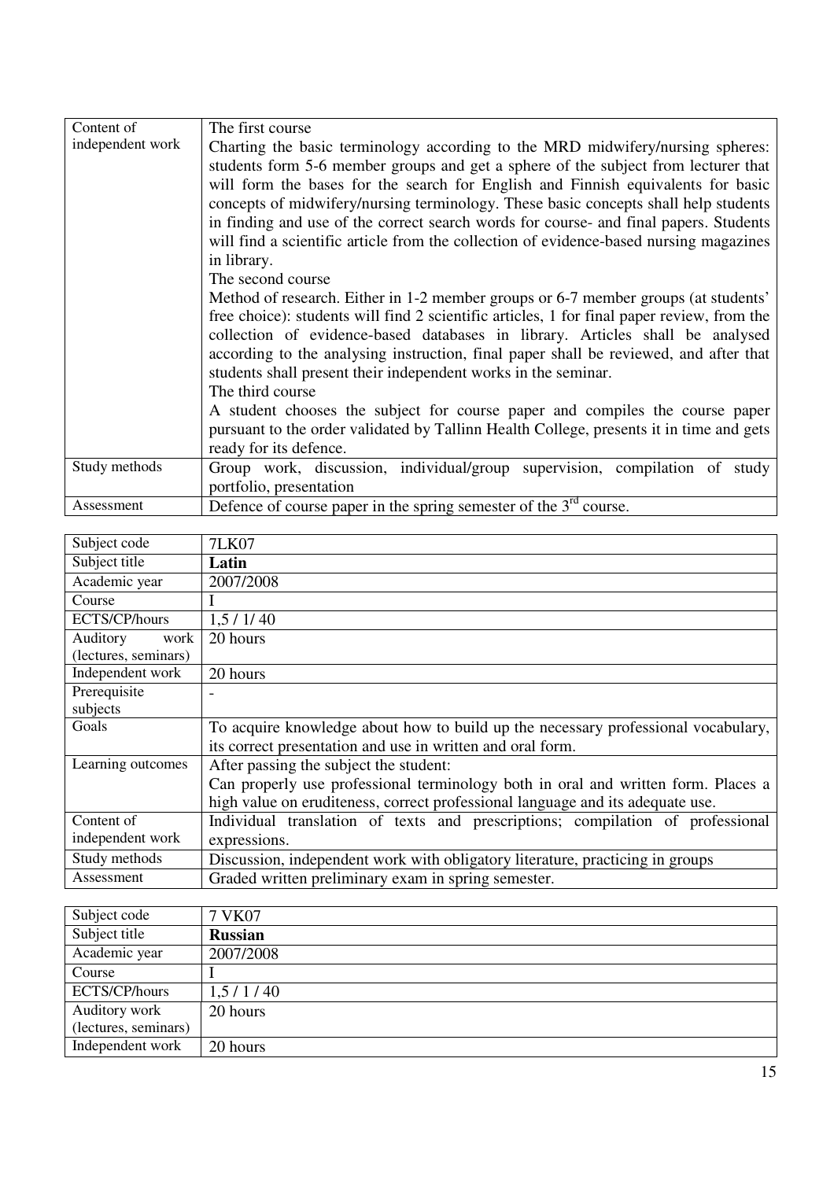| Content of independent work | The first course<br>Charting the basic terminology according to the MRD midwifery/nursing spheres: students form 5-6 member groups and get a sphere of the subject from lecturer that will form the bases for the search for English and Finnish equivalents for basic concepts of midwifery/nursing terminology. These basic concepts shall help students in finding and use of the correct search words for course- and final papers. Students will find a scientific article from the collection of evidence-based nursing magazines in library.<br>The second course<br>Method of research. Either in 1-2 member groups or 6-7 member groups (at students' free choice): students will find 2 scientific articles, 1 for final paper review, from the collection of evidence-based databases in library. Articles shall be analysed according to the analysing instruction, final paper shall be reviewed, and after that students shall present their independent works in the seminar.<br>The third course<br>A student chooses the subject for course paper and compiles the course paper pursuant to the order validated by Tallinn Health College, presents it in time and gets ready for its defence. |
|---|---|
| Study methods | Group work, discussion, individual/group supervision, compilation of study portfolio, presentation |
| Assessment | Defence of course paper in the spring semester of the 3rd course. |

| Subject code | 7LK07 |
|---|---|
| Subject title | **Latin** |
| Academic year | 2007/2008 |
| Course | I |
| ECTS/CP/hours | 1,5 / 1/ 40 |
| Auditory work (lectures, seminars) | 20 hours |
| Independent work | 20 hours |
| Prerequisite subjects | - |
| Goals | To acquire knowledge about how to build up the necessary professional vocabulary, its correct presentation and use in written and oral form. |
| Learning outcomes | After passing the subject the student:<br>Can properly use professional terminology both in oral and written form. Places a high value on eruditeness, correct professional language and its adequate use. |
| Content of independent work | Individual translation of texts and prescriptions; compilation of professional expressions. |
| Study methods | Discussion, independent work with obligatory literature, practicing in groups |
| Assessment | Graded written preliminary exam in spring semester. |

| Subject code | 7 VK07 |
|---|---|
| Subject title | **Russian** |
| Academic year | 2007/2008 |
| Course | I |
| ECTS/CP/hours | 1,5 / 1 / 40 |
| Auditory work (lectures, seminars) | 20 hours |
| Independent work | 20 hours |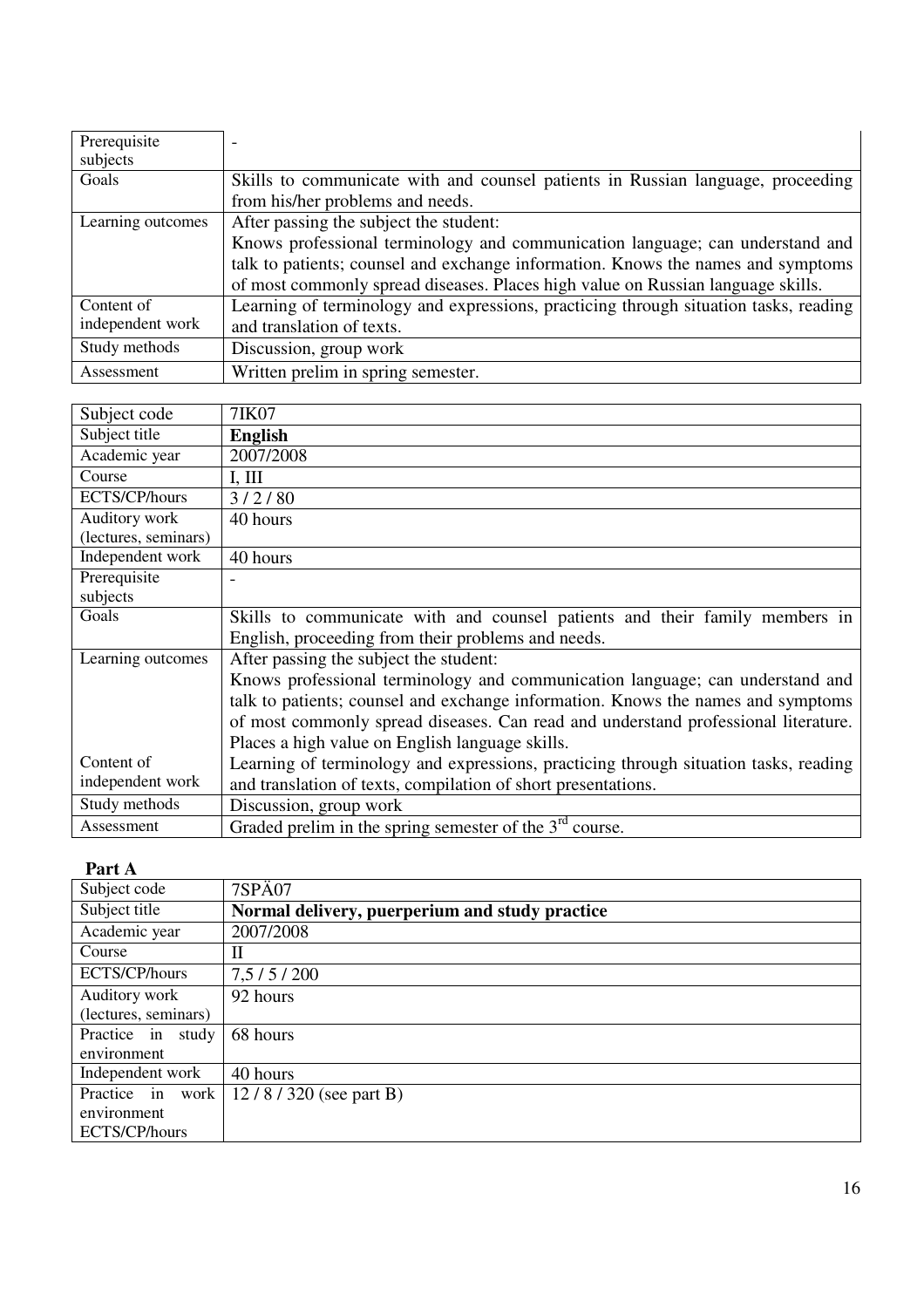| Prerequisite subjects | - |
|---|---|
| Goals | Skills to communicate with and counsel patients in Russian language, proceeding from his/her problems and needs. |
| Learning outcomes | After passing the subject the student: Knows professional terminology and communication language; can understand and talk to patients; counsel and exchange information. Knows the names and symptoms of most commonly spread diseases. Places high value on Russian language skills. |
| Content of independent work | Learning of terminology and expressions, practicing through situation tasks, reading and translation of texts. |
| Study methods | Discussion, group work |
| Assessment | Written prelim in spring semester. |

| Subject code | 7IK07 |
|---|---|
| Subject title | **English** |
| Academic year | 2007/2008 |
| Course | I, III |
| ECTS/CP/hours | 3 / 2 / 80 |
| Auditory work (lectures, seminars) | 40 hours |
| Independent work | 40 hours |
| Prerequisite subjects | - |
| Goals | Skills to communicate with and counsel patients and their family members in English, proceeding from their problems and needs. |
| Learning outcomes | After passing the subject the student: Knows professional terminology and communication language; can understand and talk to patients; counsel and exchange information. Knows the names and symptoms of most commonly spread diseases. Can read and understand professional literature. Places a high value on English language skills. |
| Content of independent work | Learning of terminology and expressions, practicing through situation tasks, reading and translation of texts, compilation of short presentations. |
| Study methods | Discussion, group work |
| Assessment | Graded prelim in the spring semester of the 3rd course. |

**Part A**

| Subject code | 7SPÄ07 |
|---|---|
| Subject title | **Normal delivery, puerperium and study practice** |
| Academic year | 2007/2008 |
| Course | II |
| ECTS/CP/hours | 7,5 / 5 / 200 |
| Auditory work (lectures, seminars) | 92 hours |
| Practice in study environment | 68 hours |
| Independent work | 40 hours |
| Practice in work environment ECTS/CP/hours | 12 / 8 / 320 (see part B) |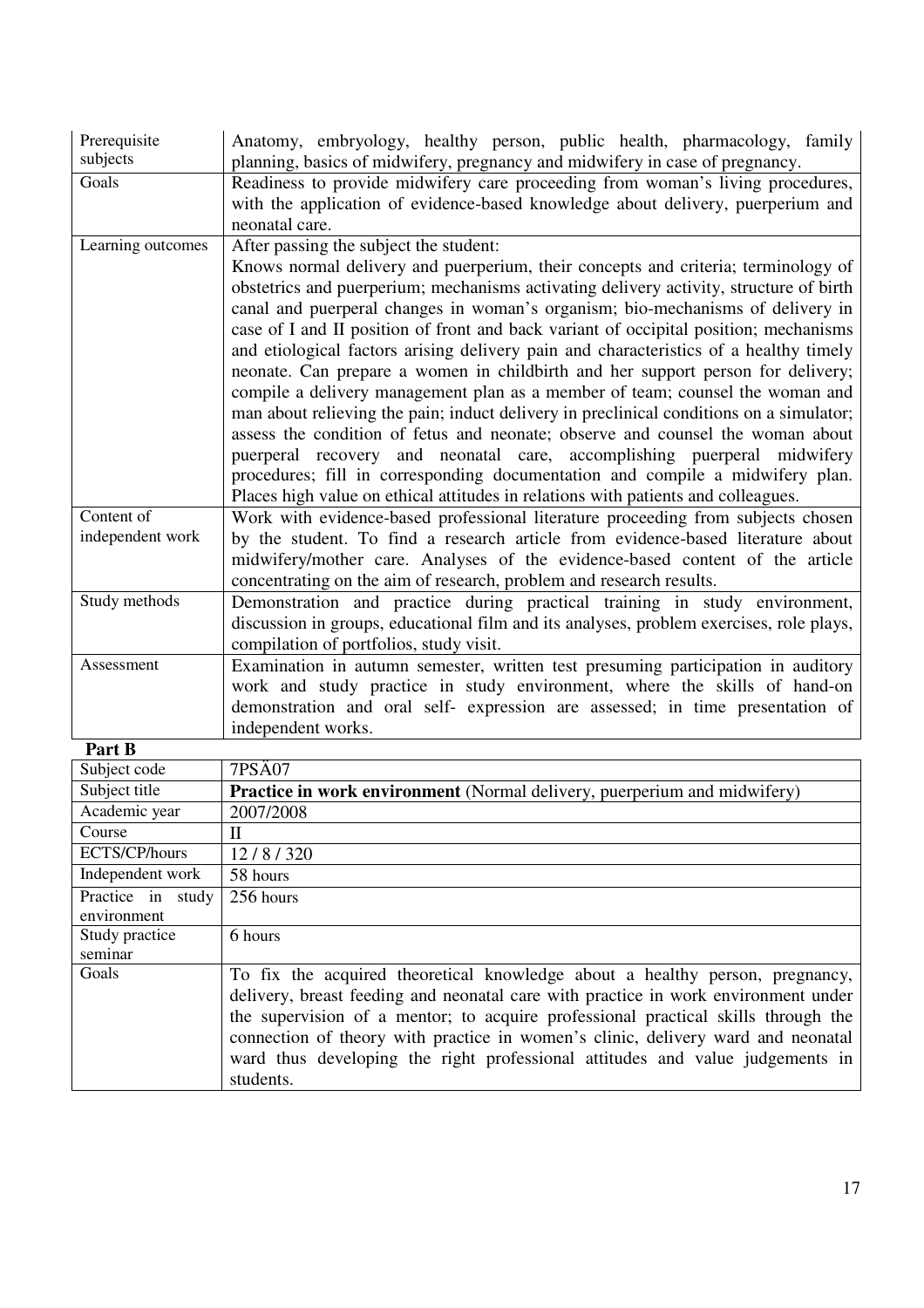| | |
|---|---|
| Prerequisite subjects | Anatomy, embryology, healthy person, public health, pharmacology, family planning, basics of midwifery, pregnancy and midwifery in case of pregnancy. |
| Goals | Readiness to provide midwifery care proceeding from woman's living procedures, with the application of evidence-based knowledge about delivery, puerperium and neonatal care. |
| Learning outcomes | After passing the subject the student: Knows normal delivery and puerperium, their concepts and criteria; terminology of obstetrics and puerperium; mechanisms activating delivery activity, structure of birth canal and puerperal changes in woman's organism; bio-mechanisms of delivery in case of I and II position of front and back variant of occipital position; mechanisms and etiological factors arising delivery pain and characteristics of a healthy timely neonate. Can prepare a women in childbirth and her support person for delivery; compile a delivery management plan as a member of team; counsel the woman and man about relieving the pain; induct delivery in preclinical conditions on a simulator; assess the condition of fetus and neonate; observe and counsel the woman about puerperal recovery and neonatal care, accomplishing puerperal midwifery procedures; fill in corresponding documentation and compile a midwifery plan. Places high value on ethical attitudes in relations with patients and colleagues. |
| Content of independent work | Work with evidence-based professional literature proceeding from subjects chosen by the student. To find a research article from evidence-based literature about midwifery/mother care. Analyses of the evidence-based content of the article concentrating on the aim of research, problem and research results. |
| Study methods | Demonstration and practice during practical training in study environment, discussion in groups, educational film and its analyses, problem exercises, role plays, compilation of portfolios, study visit. |
| Assessment | Examination in autumn semester, written test presuming participation in auditory work and study practice in study environment, where the skills of hand-on demonstration and oral self- expression are assessed; in time presentation of independent works. |

**Part B**

| | |
|---|---|
| Subject code | 7PSÄ07 |
| Subject title | **Practice in work environment** (Normal delivery, puerperium and midwifery) |
| Academic year | 2007/2008 |
| Course | II |
| ECTS/CP/hours | 12 / 8 / 320 |
| Independent work | 58 hours |
| Practice in study environment | 256 hours |
| Study practice seminar | 6 hours |
| Goals | To fix the acquired theoretical knowledge about a healthy person, pregnancy, delivery, breast feeding and neonatal care with practice in work environment under the supervision of a mentor; to acquire professional practical skills through the connection of theory with practice in women's clinic, delivery ward and neonatal ward thus developing the right professional attitudes and value judgements in students. |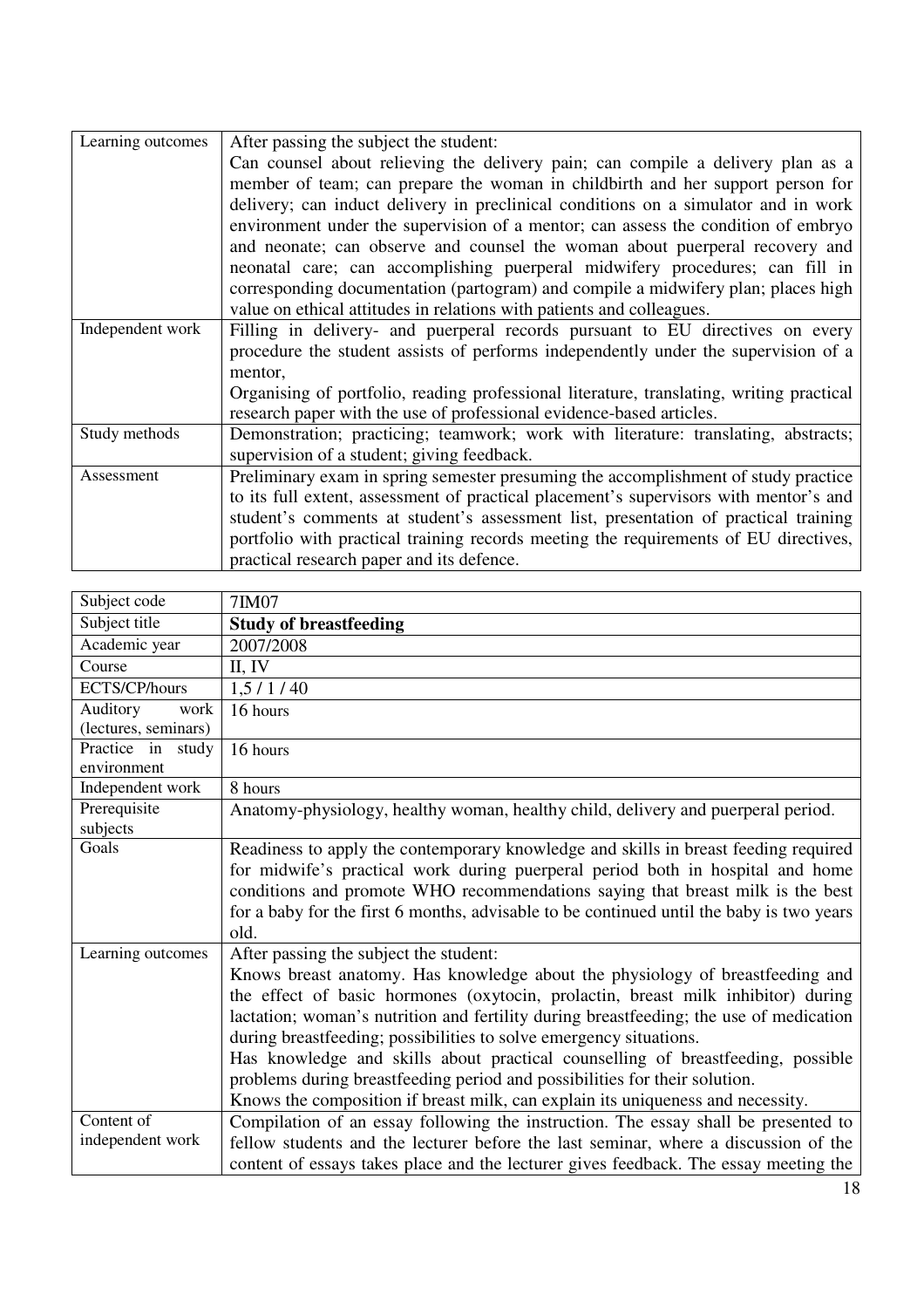| Learning outcomes | After passing the subject the student:<br>Can counsel about relieving the delivery pain; can compile a delivery plan as a member of team; can prepare the woman in childbirth and her support person for delivery; can induct delivery in preclinical conditions on a simulator and in work environment under the supervision of a mentor; can assess the condition of embryo and neonate; can observe and counsel the woman about puerperal recovery and neonatal care; can accomplishing puerperal midwifery procedures; can fill in corresponding documentation (partogram) and compile a midwifery plan; places high value on ethical attitudes in relations with patients and colleagues. |
|---|---|
| Independent work | Filling in delivery- and puerperal records pursuant to EU directives on every procedure the student assists of performs independently under the supervision of a mentor,<br>Organising of portfolio, reading professional literature, translating, writing practical research paper with the use of professional evidence-based articles. |
| Study methods | Demonstration; practicing; teamwork; work with literature: translating, abstracts; supervision of a student; giving feedback. |
| Assessment | Preliminary exam in spring semester presuming the accomplishment of study practice to its full extent, assessment of practical placement's supervisors with mentor's and student's comments at student's assessment list, presentation of practical training portfolio with practical training records meeting the requirements of EU directives, practical research paper and its defence. |

| Subject code | 7IM07 |
|---|---|
| Subject title | **Study of breastfeeding** |
| Academic year | 2007/2008 |
| Course | II, IV |
| ECTS/CP/hours | 1,5 / 1 / 40 |
| Auditory work (lectures, seminars) | 16 hours |
| Practice in study environment | 16 hours |
| Independent work | 8 hours |
| Prerequisite subjects | Anatomy-physiology, healthy woman, healthy child, delivery and puerperal period. |
| Goals | Readiness to apply the contemporary knowledge and skills in breast feeding required for midwife's practical work during puerperal period both in hospital and home conditions and promote WHO recommendations saying that breast milk is the best for a baby for the first 6 months, advisable to be continued until the baby is two years old. |
| Learning outcomes | After passing the subject the student:<br>Knows breast anatomy. Has knowledge about the physiology of breastfeeding and the effect of basic hormones (oxytocin, prolactin, breast milk inhibitor) during lactation; woman's nutrition and fertility during breastfeeding; the use of medication during breastfeeding; possibilities to solve emergency situations.<br>Has knowledge and skills about practical counselling of breastfeeding, possible problems during breastfeeding period and possibilities for their solution.<br>Knows the composition if breast milk, can explain its uniqueness and necessity. |
| Content of independent work | Compilation of an essay following the instruction. The essay shall be presented to fellow students and the lecturer before the last seminar, where a discussion of the content of essays takes place and the lecturer gives feedback. The essay meeting the |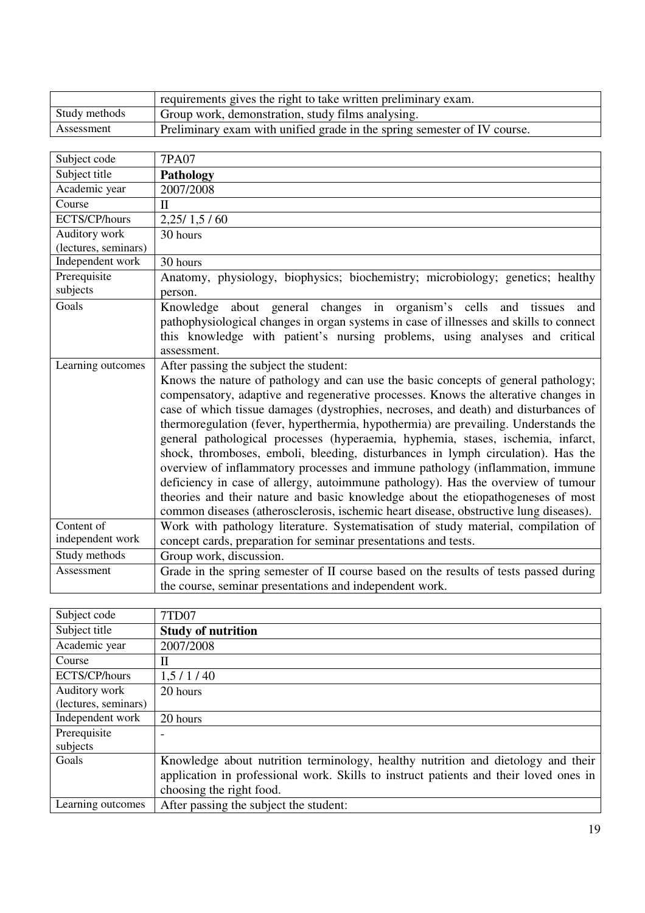| | |
|---|---|
| | requirements gives the right to take written preliminary exam. |
| Study methods | Group work, demonstration, study films analysing. |
| Assessment | Preliminary exam with unified grade in the spring semester of IV course. |

| Subject code | 7PA07 |
|---|---|
| Subject title | **Pathology** |
| Academic year | 2007/2008 |
| Course | II |
| ECTS/CP/hours | 2,25/ 1,5 / 60 |
| Auditory work (lectures, seminars) | 30 hours |
| Independent work | 30 hours |
| Prerequisite subjects | Anatomy, physiology, biophysics; biochemistry; microbiology; genetics; healthy person. |
| Goals | Knowledge about general changes in organism's cells and tissues and pathophysiological changes in organ systems in case of illnesses and skills to connect this knowledge with patient's nursing problems, using analyses and critical assessment. |
| Learning outcomes | After passing the subject the student: Knows the nature of pathology and can use the basic concepts of general pathology; compensatory, adaptive and regenerative processes. Knows the alterative changes in case of which tissue damages (dystrophies, necroses, and death) and disturbances of thermoregulation (fever, hyperthermia, hypothermia) are prevailing. Understands the general pathological processes (hyperaemia, hyphemia, stases, ischemia, infarct, shock, thromboses, emboli, bleeding, disturbances in lymph circulation). Has the overview of inflammatory processes and immune pathology (inflammation, immune deficiency in case of allergy, autoimmune pathology). Has the overview of tumour theories and their nature and basic knowledge about the etiopathogeneses of most common diseases (atherosclerosis, ischemic heart disease, obstructive lung diseases). |
| Content of independent work | Work with pathology literature. Systematisation of study material, compilation of concept cards, preparation for seminar presentations and tests. |
| Study methods | Group work, discussion. |
| Assessment | Grade in the spring semester of II course based on the results of tests passed during the course, seminar presentations and independent work. |

| Subject code | 7TD07 |
|---|---|
| Subject title | **Study of nutrition** |
| Academic year | 2007/2008 |
| Course | II |
| ECTS/CP/hours | 1,5 / 1 / 40 |
| Auditory work (lectures, seminars) | 20 hours |
| Independent work | 20 hours |
| Prerequisite subjects | - |
| Goals | Knowledge about nutrition terminology, healthy nutrition and dietology and their application in professional work. Skills to instruct patients and their loved ones in choosing the right food. |
| Learning outcomes | After passing the subject the student: |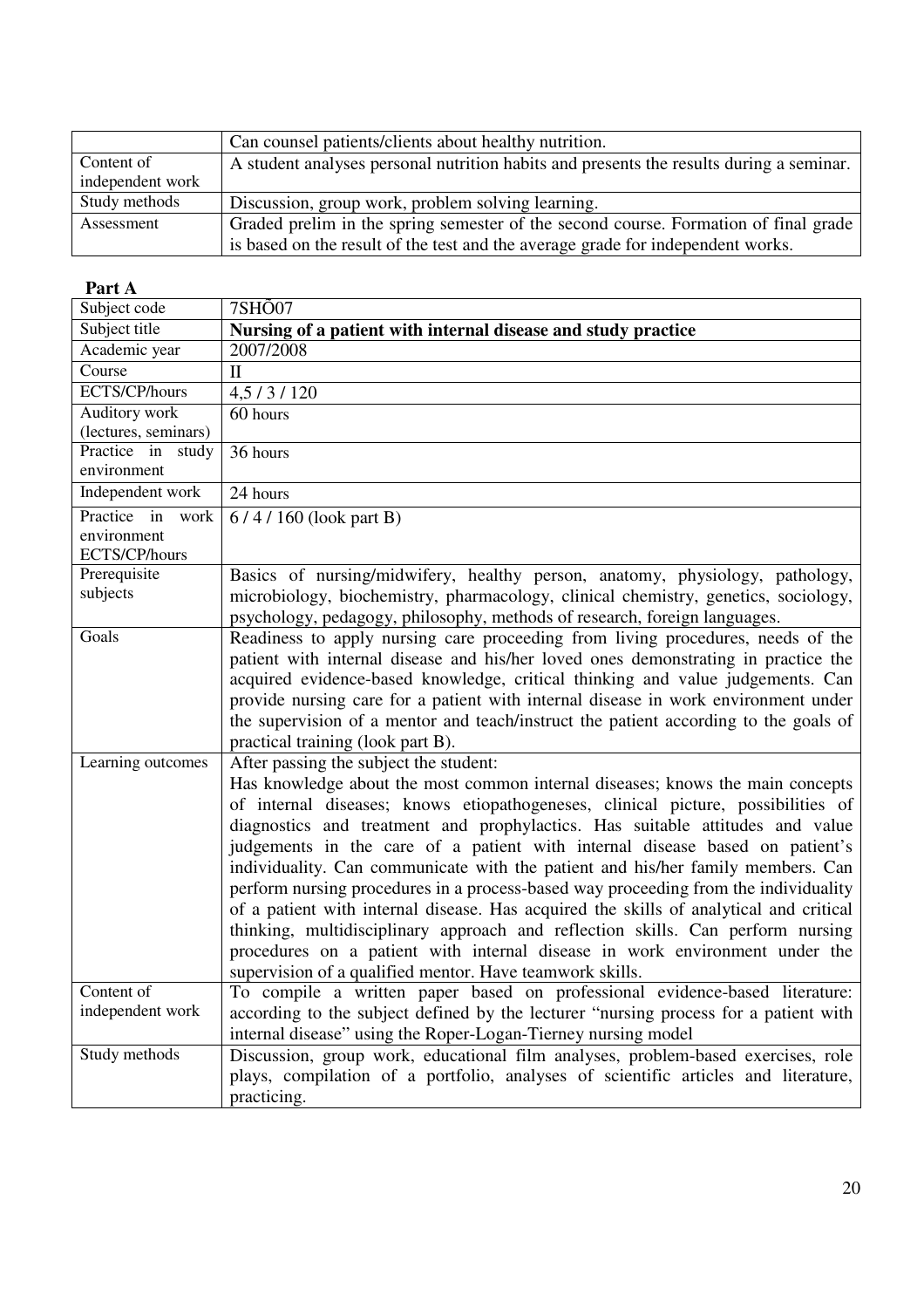| | |
|---|---|
| | Can counsel patients/clients about healthy nutrition. |
| Content of independent work | A student analyses personal nutrition habits and presents the results during a seminar. |
| Study methods | Discussion, group work, problem solving learning. |
| Assessment | Graded prelim in the spring semester of the second course. Formation of final grade is based on the result of the test and the average grade for independent works. |

**Part A**

| | |
|---|---|
| Subject code | 7SHÕ07 |
| Subject title | **Nursing of a patient with internal disease and study practice** |
| Academic year | 2007/2008 |
| Course | II |
| ECTS/CP/hours | 4,5 / 3 / 120 |
| Auditory work (lectures, seminars) | 60 hours |
| Practice in study environment | 36 hours |
| Independent work | 24 hours |
| Practice in work environment ECTS/CP/hours | 6 / 4 / 160 (look part B) |
| Prerequisite subjects | Basics of nursing/midwifery, healthy person, anatomy, physiology, pathology, microbiology, biochemistry, pharmacology, clinical chemistry, genetics, sociology, psychology, pedagogy, philosophy, methods of research, foreign languages. |
| Goals | Readiness to apply nursing care proceeding from living procedures, needs of the patient with internal disease and his/her loved ones demonstrating in practice the acquired evidence-based knowledge, critical thinking and value judgements. Can provide nursing care for a patient with internal disease in work environment under the supervision of a mentor and teach/instruct the patient according to the goals of practical training (look part B). |
| Learning outcomes | After passing the subject the student: Has knowledge about the most common internal diseases; knows the main concepts of internal diseases; knows etiopathogeneses, clinical picture, possibilities of diagnostics and treatment and prophylactics. Has suitable attitudes and value judgements in the care of a patient with internal disease based on patient's individuality. Can communicate with the patient and his/her family members. Can perform nursing procedures in a process-based way proceeding from the individuality of a patient with internal disease. Has acquired the skills of analytical and critical thinking, multidisciplinary approach and reflection skills. Can perform nursing procedures on a patient with internal disease in work environment under the supervision of a qualified mentor. Have teamwork skills. |
| Content of independent work | To compile a written paper based on professional evidence-based literature: according to the subject defined by the lecturer "nursing process for a patient with internal disease" using the Roper-Logan-Tierney nursing model |
| Study methods | Discussion, group work, educational film analyses, problem-based exercises, role plays, compilation of a portfolio, analyses of scientific articles and literature, practicing. |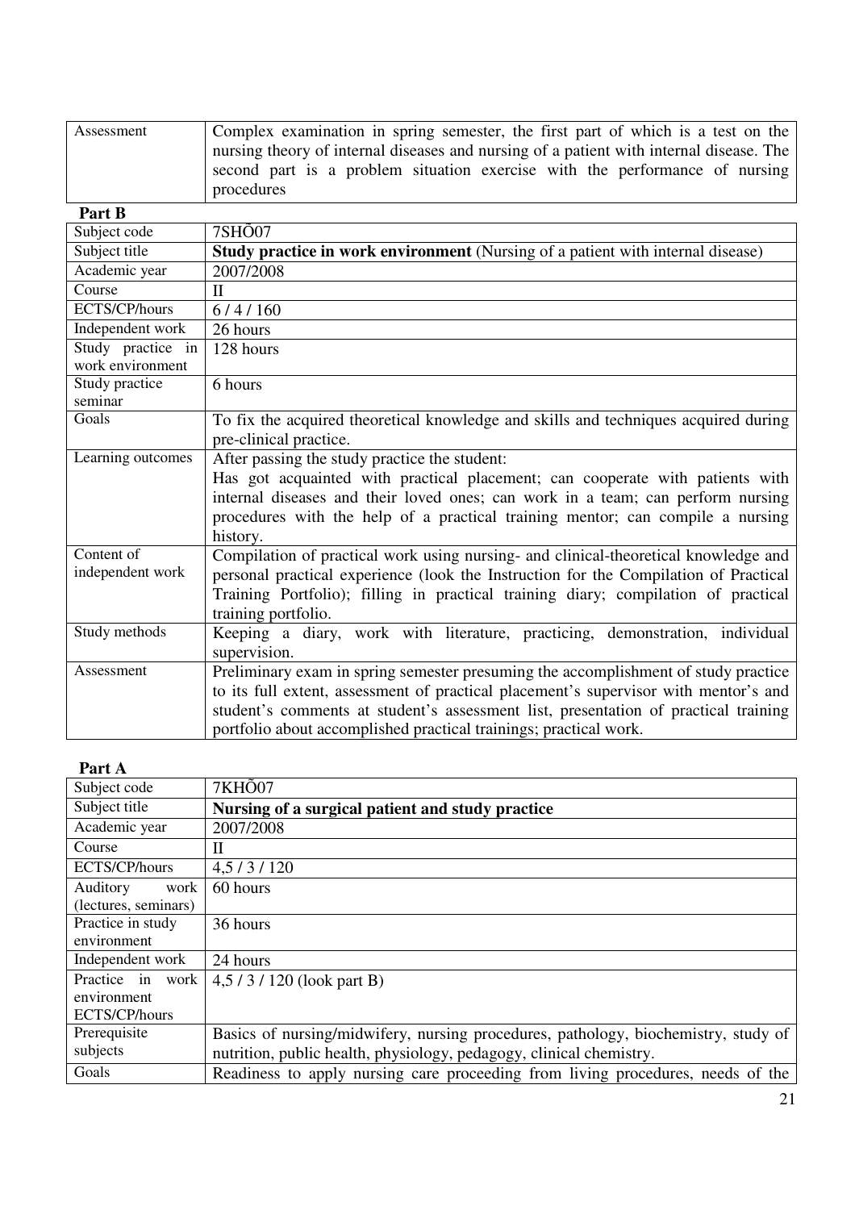| | |
|---|---|
| Assessment | Complex examination in spring semester, the first part of which is a test on the nursing theory of internal diseases and nursing of a patient with internal disease. The second part is a problem situation exercise with the performance of nursing procedures |

**Part B**

| | |
|---|---|
| Subject code | 7SHÕ07 |
| Subject title | **Study practice in work environment** (Nursing of a patient with internal disease) |
| Academic year | 2007/2008 |
| Course | II |
| ECTS/CP/hours | 6 / 4 / 160 |
| Independent work | 26 hours |
| Study practice in work environment | 128 hours |
| Study practice seminar | 6 hours |
| Goals | To fix the acquired theoretical knowledge and skills and techniques acquired during pre-clinical practice. |
| Learning outcomes | After passing the study practice the student: Has got acquainted with practical placement; can cooperate with patients with internal diseases and their loved ones; can work in a team; can perform nursing procedures with the help of a practical training mentor; can compile a nursing history. |
| Content of independent work | Compilation of practical work using nursing- and clinical-theoretical knowledge and personal practical experience (look the Instruction for the Compilation of Practical Training Portfolio); filling in practical training diary; compilation of practical training portfolio. |
| Study methods | Keeping a diary, work with literature, practicing, demonstration, individual supervision. |
| Assessment | Preliminary exam in spring semester presuming the accomplishment of study practice to its full extent, assessment of practical placement's supervisor with mentor's and student's comments at student's assessment list, presentation of practical training portfolio about accomplished practical trainings; practical work. |

**Part A**

| | |
|---|---|
| Subject code | 7KHÕ07 |
| Subject title | **Nursing of a surgical patient and study practice** |
| Academic year | 2007/2008 |
| Course | II |
| ECTS/CP/hours | 4,5 / 3 / 120 |
| Auditory work (lectures, seminars) | 60 hours |
| Practice in study environment | 36 hours |
| Independent work | 24 hours |
| Practice in work environment ECTS/CP/hours | 4,5 / 3 / 120 (look part B) |
| Prerequisite subjects | Basics of nursing/midwifery, nursing procedures, pathology, biochemistry, study of nutrition, public health, physiology, pedagogy, clinical chemistry. |
| Goals | Readiness to apply nursing care proceeding from living procedures, needs of the |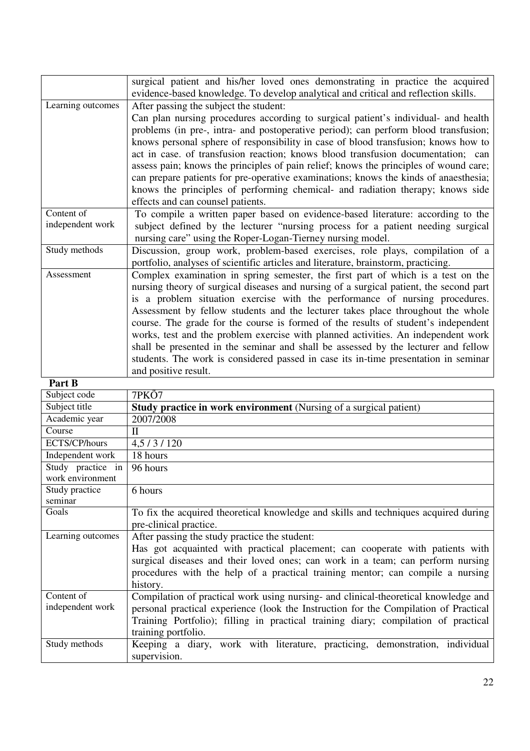| | |
|---|---|
| | surgical patient and his/her loved ones demonstrating in practice the acquired evidence-based knowledge. To develop analytical and critical and reflection skills. |
| Learning outcomes | After passing the subject the student: Can plan nursing procedures according to surgical patient's individual- and health problems (in pre-, intra- and postoperative period); can perform blood transfusion; knows personal sphere of responsibility in case of blood transfusion; knows how to act in case. of transfusion reaction; knows blood transfusion documentation; can assess pain; knows the principles of pain relief; knows the principles of wound care; can prepare patients for pre-operative examinations; knows the kinds of anaesthesia; knows the principles of performing chemical- and radiation therapy; knows side effects and can counsel patients. |
| Content of independent work | To compile a written paper based on evidence-based literature: according to the subject defined by the lecturer "nursing process for a patient needing surgical nursing care" using the Roper-Logan-Tierney nursing model. |
| Study methods | Discussion, group work, problem-based exercises, role plays, compilation of a portfolio, analyses of scientific articles and literature, brainstorm, practicing. |
| Assessment | Complex examination in spring semester, the first part of which is a test on the nursing theory of surgical diseases and nursing of a surgical patient, the second part is a problem situation exercise with the performance of nursing procedures. Assessment by fellow students and the lecturer takes place throughout the whole course. The grade for the course is formed of the results of student's independent works, test and the problem exercise with planned activities. An independent work shall be presented in the seminar and shall be assessed by the lecturer and fellow students. The work is considered passed in case its in-time presentation in seminar and positive result. |

**Part B**

| Subject code | 7PKÕ7 |
|---|---|
| Subject title | **Study practice in work environment** (Nursing of a surgical patient) |
| Academic year | 2007/2008 |
| Course | II |
| ECTS/CP/hours | 4,5 / 3 / 120 |
| Independent work | 18 hours |
| Study practice in work environment | 96 hours |
| Study practice seminar | 6 hours |
| Goals | To fix the acquired theoretical knowledge and skills and techniques acquired during pre-clinical practice. |
| Learning outcomes | After passing the study practice the student: Has got acquainted with practical placement; can cooperate with patients with surgical diseases and their loved ones; can work in a team; can perform nursing procedures with the help of a practical training mentor; can compile a nursing history. |
| Content of independent work | Compilation of practical work using nursing- and clinical-theoretical knowledge and personal practical experience (look the Instruction for the Compilation of Practical Training Portfolio); filling in practical training diary; compilation of practical training portfolio. |
| Study methods | Keeping a diary, work with literature, practicing, demonstration, individual supervision. |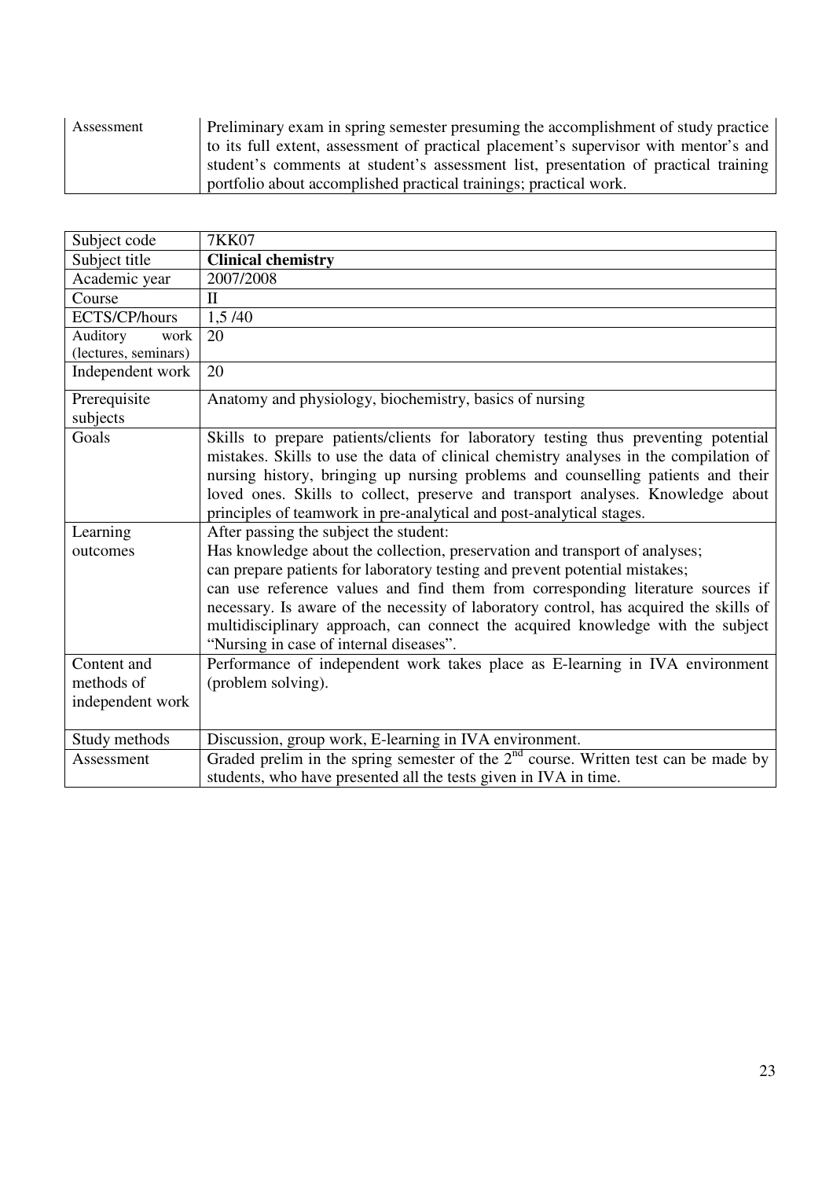| Assessment | Preliminary exam in spring semester presuming the accomplishment of study practice to its full extent, assessment of practical placement's supervisor with mentor's and student's comments at student's assessment list, presentation of practical training portfolio about accomplished practical trainings; practical work. |
|---|---|

| Subject code | 7KK07 |
|---|---|
| Subject title | **Clinical chemistry** |
| Academic year | 2007/2008 |
| Course | II |
| ECTS/CP/hours | 1,5 /40 |
| Auditory work (lectures, seminars) | 20 |
| Independent work | 20 |
| Prerequisite subjects | Anatomy and physiology, biochemistry, basics of nursing |
| Goals | Skills to prepare patients/clients for laboratory testing thus preventing potential mistakes. Skills to use the data of clinical chemistry analyses in the compilation of nursing history, bringing up nursing problems and counselling patients and their loved ones. Skills to collect, preserve and transport analyses. Knowledge about principles of teamwork in pre-analytical and post-analytical stages. |
| Learning outcomes | After passing the subject the student:<br>Has knowledge about the collection, preservation and transport of analyses;<br>can prepare patients for laboratory testing and prevent potential mistakes;<br>can use reference values and find them from corresponding literature sources if necessary. Is aware of the necessity of laboratory control, has acquired the skills of multidisciplinary approach, can connect the acquired knowledge with the subject "Nursing in case of internal diseases". |
| Content and methods of independent work | Performance of independent work takes place as E-learning in IVA environment (problem solving). |
| Study methods | Discussion, group work, E-learning in IVA environment. |
| Assessment | Graded prelim in the spring semester of the 2nd course. Written test can be made by students, who have presented all the tests given in IVA in time. |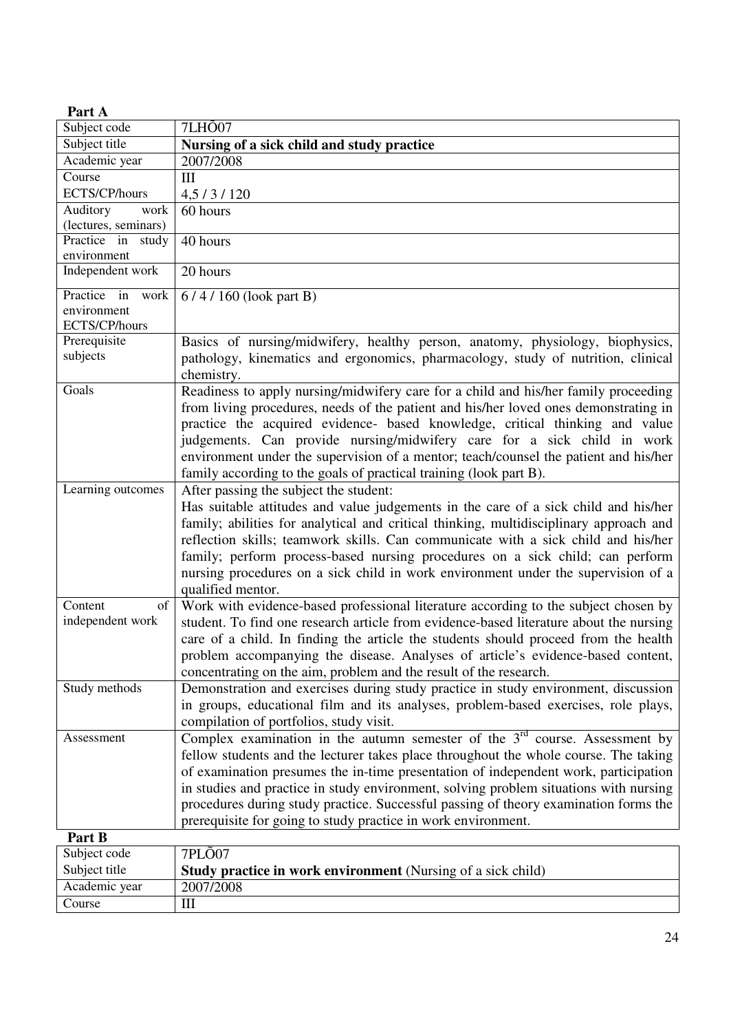**Part A**

| Subject code | 7LHÕ07 |
|---|---|
| Subject title | **Nursing of a sick child and study practice** |
| Academic year | 2007/2008 |
| Course | III |
| ECTS/CP/hours | 4,5 / 3 / 120 |
| Auditory work (lectures, seminars) | 60 hours |
| Practice in study environment | 40 hours |
| Independent work | 20 hours |
| Practice in work environment ECTS/CP/hours | 6 / 4 / 160 (look part B) |
| Prerequisite subjects | Basics of nursing/midwifery, healthy person, anatomy, physiology, biophysics, pathology, kinematics and ergonomics, pharmacology, study of nutrition, clinical chemistry. |
| Goals | Readiness to apply nursing/midwifery care for a child and his/her family proceeding from living procedures, needs of the patient and his/her loved ones demonstrating in practice the acquired evidence- based knowledge, critical thinking and value judgements. Can provide nursing/midwifery care for a sick child in work environment under the supervision of a mentor; teach/counsel the patient and his/her family according to the goals of practical training (look part B). |
| Learning outcomes | After passing the subject the student: Has suitable attitudes and value judgements in the care of a sick child and his/her family; abilities for analytical and critical thinking, multidisciplinary approach and reflection skills; teamwork skills. Can communicate with a sick child and his/her family; perform process-based nursing procedures on a sick child; can perform nursing procedures on a sick child in work environment under the supervision of a qualified mentor. |
| Content of independent work | Work with evidence-based professional literature according to the subject chosen by student. To find one research article from evidence-based literature about the nursing care of a child. In finding the article the students should proceed from the health problem accompanying the disease. Analyses of article's evidence-based content, concentrating on the aim, problem and the result of the research. |
| Study methods | Demonstration and exercises during study practice in study environment, discussion in groups, educational film and its analyses, problem-based exercises, role plays, compilation of portfolios, study visit. |
| Assessment | Complex examination in the autumn semester of the 3rd course. Assessment by fellow students and the lecturer takes place throughout the whole course. The taking of examination presumes the in-time presentation of independent work, participation in studies and practice in study environment, solving problem situations with nursing procedures during study practice. Successful passing of theory examination forms the prerequisite for going to study practice in work environment. |

**Part B**

| Subject code | 7PLÕ07 |
|---|---|
| Subject title | **Study practice in work environment** (Nursing of a sick child) |
| Academic year | 2007/2008 |
| Course | III |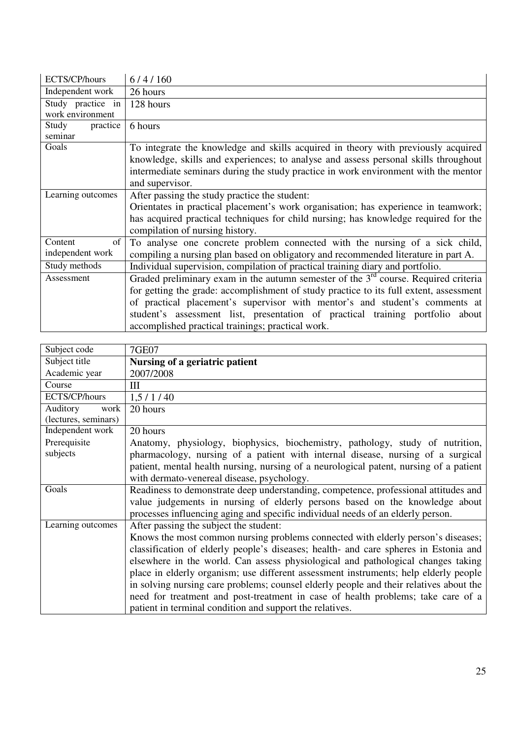| ECTS/CP/hours | 6 / 4 / 160 |
|---|---|
| Independent work | 26 hours |
| Study practice in work environment | 128 hours |
| Study practice seminar | 6 hours |
| Goals | To integrate the knowledge and skills acquired in theory with previously acquired knowledge, skills and experiences; to analyse and assess personal skills throughout intermediate seminars during the study practice in work environment with the mentor and supervisor. |
| Learning outcomes | After passing the study practice the student: Orientates in practical placement's work organisation; has experience in teamwork; has acquired practical techniques for child nursing; has knowledge required for the compilation of nursing history. |
| Content of independent work | To analyse one concrete problem connected with the nursing of a sick child, compiling a nursing plan based on obligatory and recommended literature in part A. |
| Study methods | Individual supervision, compilation of practical training diary and portfolio. |
| Assessment | Graded preliminary exam in the autumn semester of the 3rd course. Required criteria for getting the grade: accomplishment of study practice to its full extent, assessment of practical placement's supervisor with mentor's and student's comments at student's assessment list, presentation of practical training portfolio about accomplished practical trainings; practical work. |

| Subject code | 7GE07 |
|---|---|
| Subject title | **Nursing of a geriatric patient** |
| Academic year | 2007/2008 |
| Course | III |
| ECTS/CP/hours | 1,5 / 1 / 40 |
| Auditory work (lectures, seminars) | 20 hours |
| Independent work | 20 hours |
| Prerequisite subjects | Anatomy, physiology, biophysics, biochemistry, pathology, study of nutrition, pharmacology, nursing of a patient with internal disease, nursing of a surgical patient, mental health nursing, nursing of a neurological patent, nursing of a patient with dermato-venereal disease, psychology. |
| Goals | Readiness to demonstrate deep understanding, competence, professional attitudes and value judgements in nursing of elderly persons based on the knowledge about processes influencing aging and specific individual needs of an elderly person. |
| Learning outcomes | After passing the subject the student: Knows the most common nursing problems connected with elderly person's diseases; classification of elderly people's diseases; health- and care spheres in Estonia and elsewhere in the world. Can assess physiological and pathological changes taking place in elderly organism; use different assessment instruments; help elderly people in solving nursing care problems; counsel elderly people and their relatives about the need for treatment and post-treatment in case of health problems; take care of a patient in terminal condition and support the relatives. |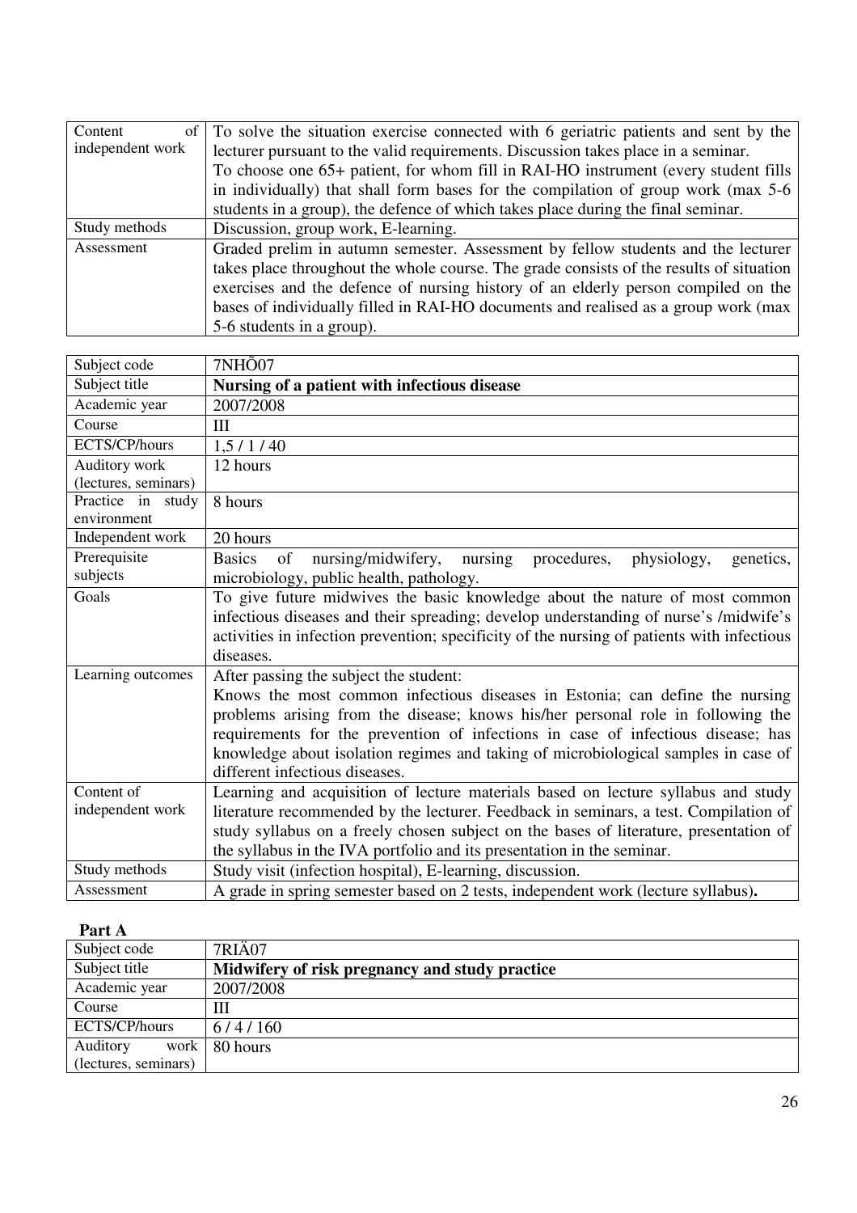| Content of independent work | To solve the situation exercise connected with 6 geriatric patients and sent by the lecturer pursuant to the valid requirements. Discussion takes place in a seminar. To choose one 65+ patient, for whom fill in RAI-HO instrument (every student fills in individually) that shall form bases for the compilation of group work (max 5-6 students in a group), the defence of which takes place during the final seminar. |
|---|---|
| Study methods | Discussion, group work, E-learning. |
| Assessment | Graded prelim in autumn semester. Assessment by fellow students and the lecturer takes place throughout the whole course. The grade consists of the results of situation exercises and the defence of nursing history of an elderly person compiled on the bases of individually filled in RAI-HO documents and realised as a group work (max 5-6 students in a group). |

| Subject code | 7NHÕ07 |
|---|---|
| Subject title | **Nursing of a patient with infectious disease** |
| Academic year | 2007/2008 |
| Course | III |
| ECTS/CP/hours | 1,5 / 1 / 40 |
| Auditory work (lectures, seminars) | 12 hours |
| Practice in study environment | 8 hours |
| Independent work | 20 hours |
| Prerequisite subjects | Basics of nursing/midwifery, nursing procedures, physiology, genetics, microbiology, public health, pathology. |
| Goals | To give future midwives the basic knowledge about the nature of most common infectious diseases and their spreading; develop understanding of nurse's /midwife's activities in infection prevention; specificity of the nursing of patients with infectious diseases. |
| Learning outcomes | After passing the subject the student: Knows the most common infectious diseases in Estonia; can define the nursing problems arising from the disease; knows his/her personal role in following the requirements for the prevention of infections in case of infectious disease; has knowledge about isolation regimes and taking of microbiological samples in case of different infectious diseases. |
| Content of independent work | Learning and acquisition of lecture materials based on lecture syllabus and study literature recommended by the lecturer. Feedback in seminars, a test. Compilation of study syllabus on a freely chosen subject on the bases of literature, presentation of the syllabus in the IVA portfolio and its presentation in the seminar. |
| Study methods | Study visit (infection hospital), E-learning, discussion. |
| Assessment | A grade in spring semester based on 2 tests, independent work (lecture syllabus). |

**Part A**

| Subject code | 7RIÄ07 |
|---|---|
| Subject title | **Midwifery of risk pregnancy and study practice** |
| Academic year | 2007/2008 |
| Course | III |
| ECTS/CP/hours | 6 / 4 / 160 |
| Auditory work (lectures, seminars) | 80 hours |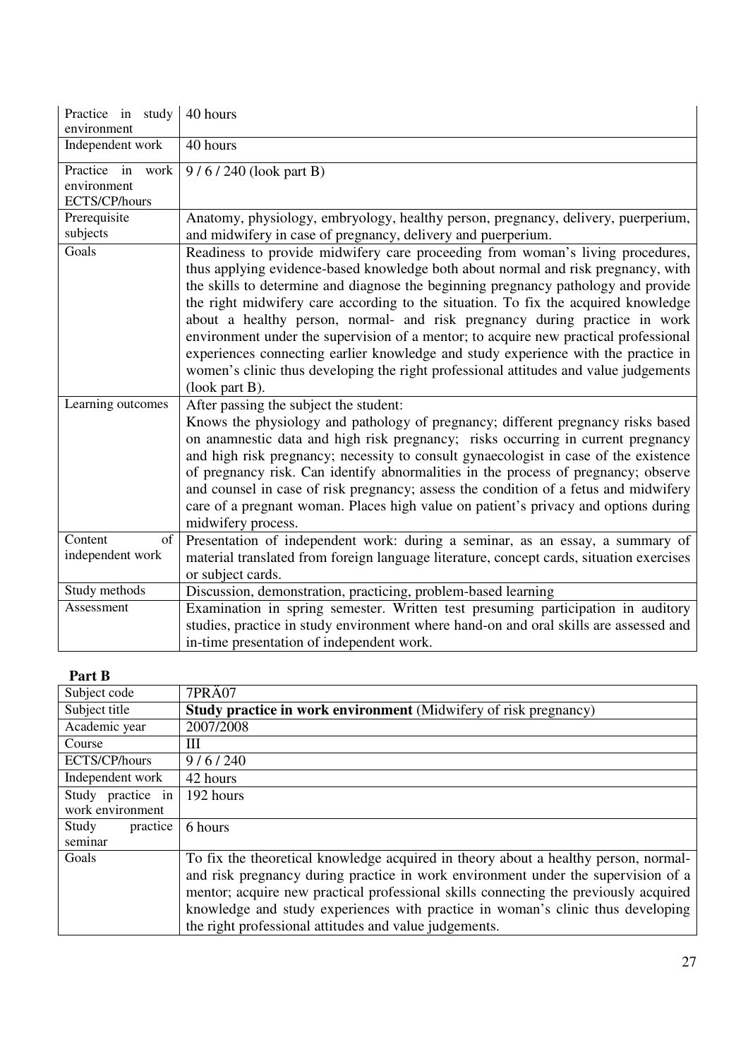| | |
|---|---|
| Practice in study environment | 40 hours |
| Independent work | 40 hours |
| Practice in work environment ECTS/CP/hours | 9 / 6 / 240 (look part B) |
| Prerequisite subjects | Anatomy, physiology, embryology, healthy person, pregnancy, delivery, puerperium, and midwifery in case of pregnancy, delivery and puerperium. |
| Goals | Readiness to provide midwifery care proceeding from woman's living procedures, thus applying evidence-based knowledge both about normal and risk pregnancy, with the skills to determine and diagnose the beginning pregnancy pathology and provide the right midwifery care according to the situation. To fix the acquired knowledge about a healthy person, normal- and risk pregnancy during practice in work environment under the supervision of a mentor; to acquire new practical professional experiences connecting earlier knowledge and study experience with the practice in women's clinic thus developing the right professional attitudes and value judgements (look part B). |
| Learning outcomes | After passing the subject the student: Knows the physiology and pathology of pregnancy; different pregnancy risks based on anamnestic data and high risk pregnancy; risks occurring in current pregnancy and high risk pregnancy; necessity to consult gynaecologist in case of the existence of pregnancy risk. Can identify abnormalities in the process of pregnancy; observe and counsel in case of risk pregnancy; assess the condition of a fetus and midwifery care of a pregnant woman. Places high value on patient's privacy and options during midwifery process. |
| Content of independent work | Presentation of independent work: during a seminar, as an essay, a summary of material translated from foreign language literature, concept cards, situation exercises or subject cards. |
| Study methods | Discussion, demonstration, practicing, problem-based learning |
| Assessment | Examination in spring semester. Written test presuming participation in auditory studies, practice in study environment where hand-on and oral skills are assessed and in-time presentation of independent work. |

**Part B**

| | |
|---|---|
| Subject code | 7PRÄ07 |
| Subject title | **Study practice in work environment** (Midwifery of risk pregnancy) |
| Academic year | 2007/2008 |
| Course | III |
| ECTS/CP/hours | 9 / 6 / 240 |
| Independent work | 42 hours |
| Study practice in work environment | 192 hours |
| Study practice seminar | 6 hours |
| Goals | To fix the theoretical knowledge acquired in theory about a healthy person, normal- and risk pregnancy during practice in work environment under the supervision of a mentor; acquire new practical professional skills connecting the previously acquired knowledge and study experiences with practice in woman's clinic thus developing the right professional attitudes and value judgements. |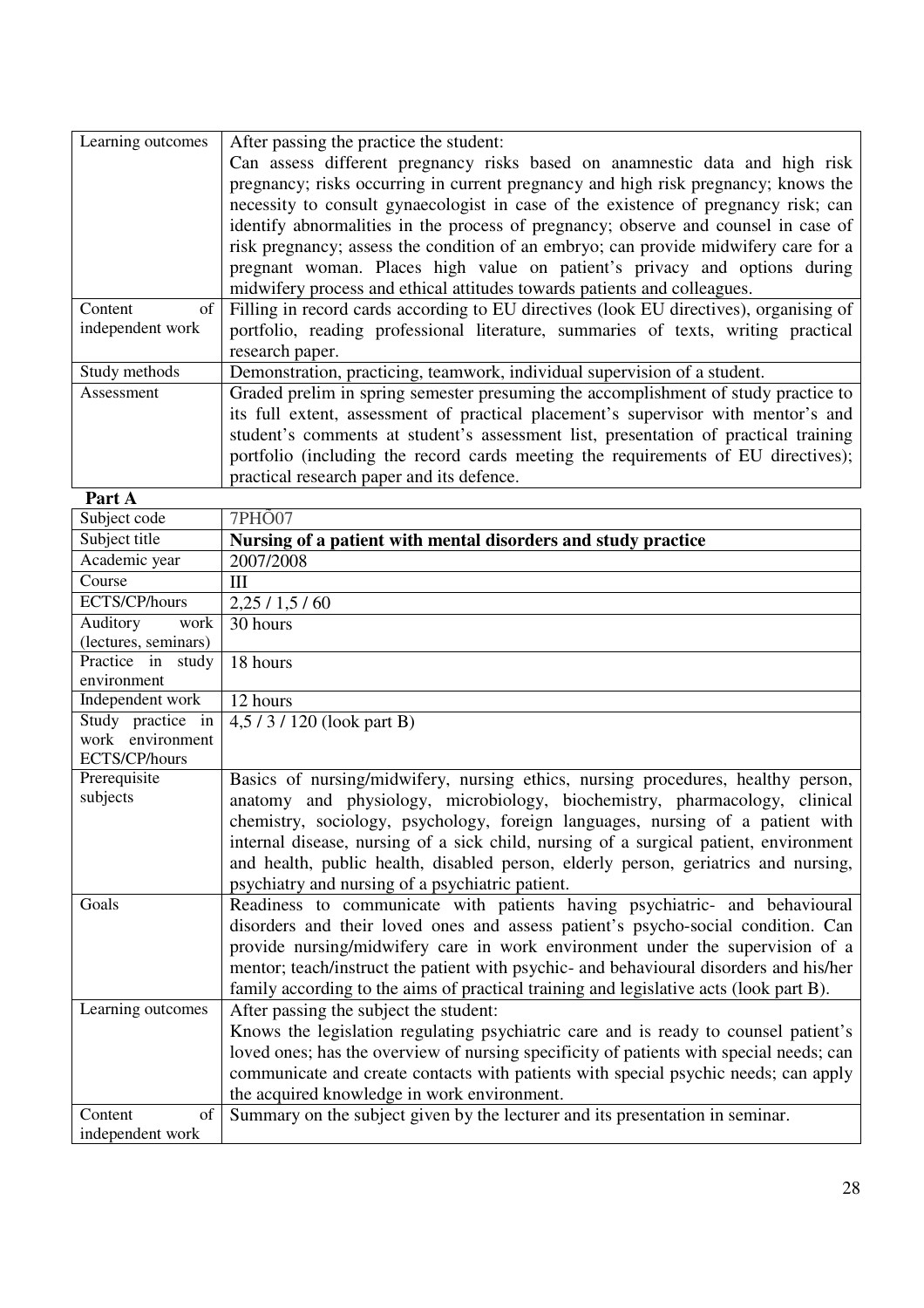| | |
|---|---|
| Learning outcomes | After passing the practice the student: Can assess different pregnancy risks based on anamnestic data and high risk pregnancy; risks occurring in current pregnancy and high risk pregnancy; knows the necessity to consult gynaecologist in case of the existence of pregnancy risk; can identify abnormalities in the process of pregnancy; observe and counsel in case of risk pregnancy; assess the condition of an embryo; can provide midwifery care for a pregnant woman. Places high value on patient's privacy and options during midwifery process and ethical attitudes towards patients and colleagues. |
| Content of independent work | Filling in record cards according to EU directives (look EU directives), organising of portfolio, reading professional literature, summaries of texts, writing practical research paper. |
| Study methods | Demonstration, practicing, teamwork, individual supervision of a student. |
| Assessment | Graded prelim in spring semester presuming the accomplishment of study practice to its full extent, assessment of practical placement's supervisor with mentor's and student's comments at student's assessment list, presentation of practical training portfolio (including the record cards meeting the requirements of EU directives); practical research paper and its defence. |

**Part A**

| | |
|---|---|
| Subject code | 7PHÕ07 |
| Subject title | **Nursing of a patient with mental disorders and study practice** |
| Academic year | 2007/2008 |
| Course | III |
| ECTS/CP/hours | 2,25 / 1,5 / 60 |
| Auditory work (lectures, seminars) | 30 hours |
| Practice in study environment | 18 hours |
| Independent work | 12 hours |
| Study practice in work environment ECTS/CP/hours | 4,5 / 3 / 120 (look part B) |
| Prerequisite subjects | Basics of nursing/midwifery, nursing ethics, nursing procedures, healthy person, anatomy and physiology, microbiology, biochemistry, pharmacology, clinical chemistry, sociology, psychology, foreign languages, nursing of a patient with internal disease, nursing of a sick child, nursing of a surgical patient, environment and health, public health, disabled person, elderly person, geriatrics and nursing, psychiatry and nursing of a psychiatric patient. |
| Goals | Readiness to communicate with patients having psychiatric- and behavioural disorders and their loved ones and assess patient's psycho-social condition. Can provide nursing/midwifery care in work environment under the supervision of a mentor; teach/instruct the patient with psychic- and behavioural disorders and his/her family according to the aims of practical training and legislative acts (look part B). |
| Learning outcomes | After passing the subject the student: Knows the legislation regulating psychiatric care and is ready to counsel patient's loved ones; has the overview of nursing specificity of patients with special needs; can communicate and create contacts with patients with special psychic needs; can apply the acquired knowledge in work environment. |
| Content of independent work | Summary on the subject given by the lecturer and its presentation in seminar. |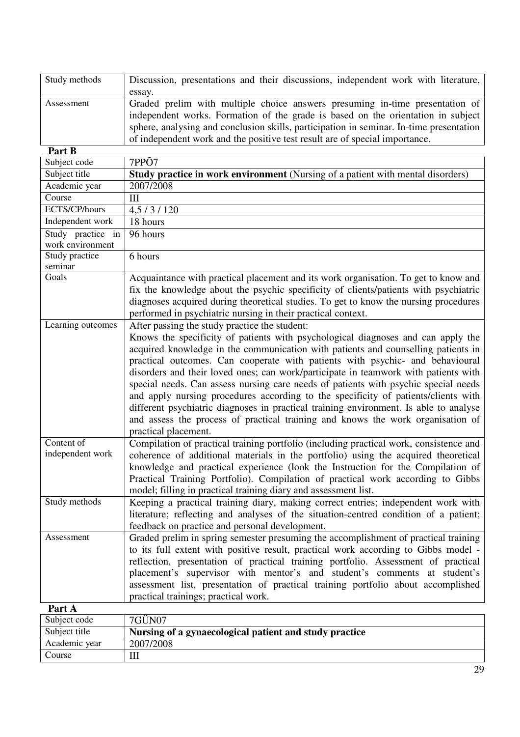| | |
|---|---|
| Study methods | Discussion, presentations and their discussions, independent work with literature, essay. |
| Assessment | Graded prelim with multiple choice answers presuming in-time presentation of independent works. Formation of the grade is based on the orientation in subject sphere, analysing and conclusion skills, participation in seminar. In-time presentation of independent work and the positive test result are of special importance. |

**Part B**

| | |
|---|---|
| Subject code | 7PPÕ7 |
| Subject title | **Study practice in work environment** (Nursing of a patient with mental disorders) |
| Academic year | 2007/2008 |
| Course | III |
| ECTS/CP/hours | 4,5 / 3 / 120 |
| Independent work | 18 hours |
| Study practice in work environment | 96 hours |
| Study practice seminar | 6 hours |
| Goals | Acquaintance with practical placement and its work organisation. To get to know and fix the knowledge about the psychic specificity of clients/patients with psychiatric diagnoses acquired during theoretical studies. To get to know the nursing procedures performed in psychiatric nursing in their practical context. |
| Learning outcomes | After passing the study practice the student: Knows the specificity of patients with psychological diagnoses and can apply the acquired knowledge in the communication with patients and counselling patients in practical outcomes. Can cooperate with patients with psychic- and behavioural disorders and their loved ones; can work/participate in teamwork with patients with special needs. Can assess nursing care needs of patients with psychic special needs and apply nursing procedures according to the specificity of patients/clients with different psychiatric diagnoses in practical training environment. Is able to analyse and assess the process of practical training and knows the work organisation of practical placement. |
| Content of independent work | Compilation of practical training portfolio (including practical work, consistence and coherence of additional materials in the portfolio) using the acquired theoretical knowledge and practical experience (look the Instruction for the Compilation of Practical Training Portfolio). Compilation of practical work according to Gibbs model; filling in practical training diary and assessment list. |
| Study methods | Keeping a practical training diary, making correct entries; independent work with literature; reflecting and analyses of the situation-centred condition of a patient; feedback on practice and personal development. |
| Assessment | Graded prelim in spring semester presuming the accomplishment of practical training to its full extent with positive result, practical work according to Gibbs model - reflection, presentation of practical training portfolio. Assessment of practical placement's supervisor with mentor's and student's comments at student's assessment list, presentation of practical training portfolio about accomplished practical trainings; practical work. |

**Part A**

| | |
|---|---|
| Subject code | 7GÜN07 |
| Subject title | **Nursing of a gynaecological patient and study practice** |
| Academic year | 2007/2008 |
| Course | III |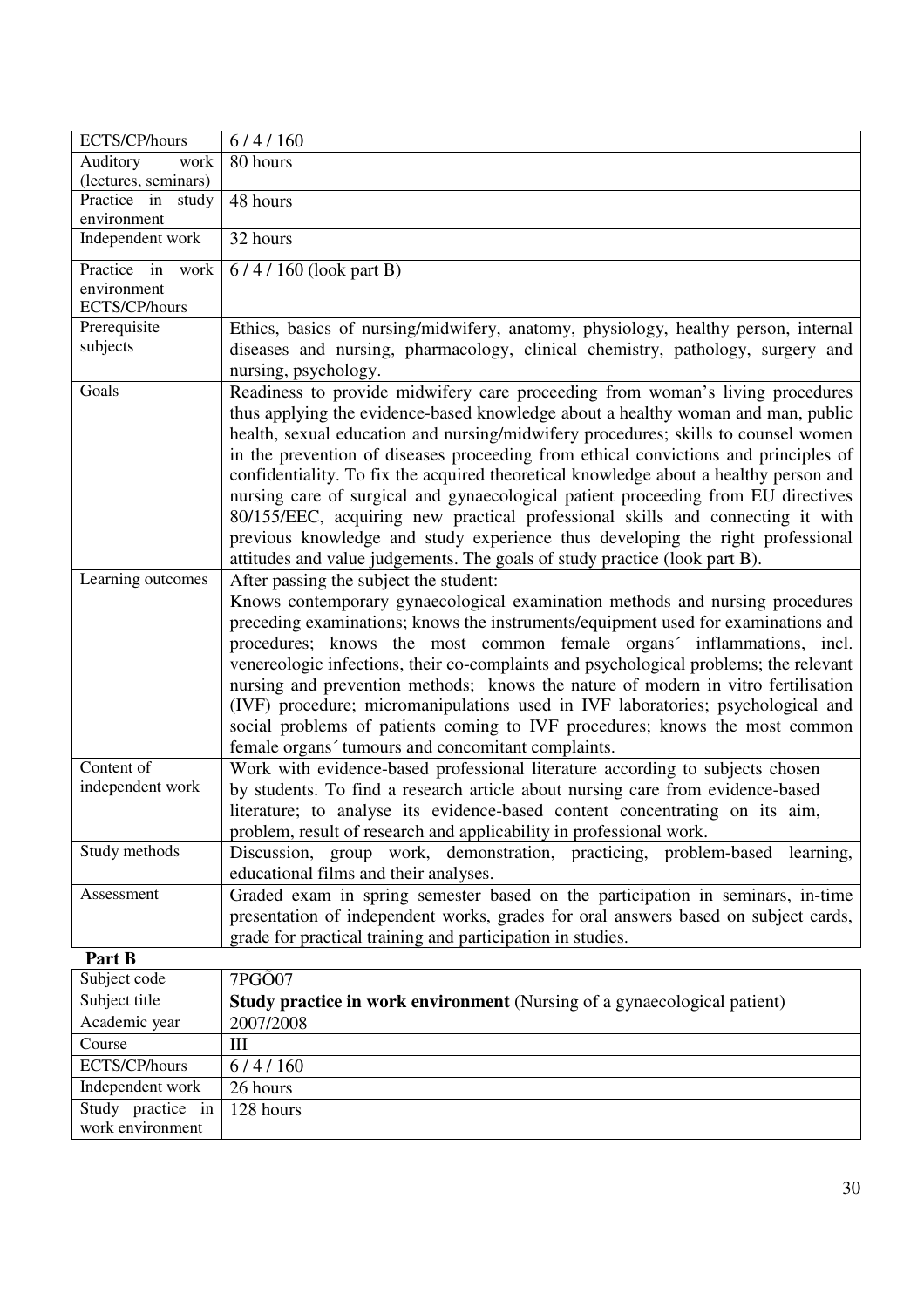| | |
|---|---|
| ECTS/CP/hours | 6 / 4 / 160 |
| Auditory work (lectures, seminars) | 80 hours |
| Practice in study environment | 48 hours |
| Independent work | 32 hours |
| Practice in work environment ECTS/CP/hours | 6 / 4 / 160 (look part B) |
| Prerequisite subjects | Ethics, basics of nursing/midwifery, anatomy, physiology, healthy person, internal diseases and nursing, pharmacology, clinical chemistry, pathology, surgery and nursing, psychology. |
| Goals | Readiness to provide midwifery care proceeding from woman's living procedures thus applying the evidence-based knowledge about a healthy woman and man, public health, sexual education and nursing/midwifery procedures; skills to counsel women in the prevention of diseases proceeding from ethical convictions and principles of confidentiality. To fix the acquired theoretical knowledge about a healthy person and nursing care of surgical and gynaecological patient proceeding from EU directives 80/155/EEC, acquiring new practical professional skills and connecting it with previous knowledge and study experience thus developing the right professional attitudes and value judgements. The goals of study practice (look part B). |
| Learning outcomes | After passing the subject the student: Knows contemporary gynaecological examination methods and nursing procedures preceding examinations; knows the instruments/equipment used for examinations and procedures; knows the most common female organs´ inflammations, incl. venereologic infections, their co-complaints and psychological problems; the relevant nursing and prevention methods; knows the nature of modern in vitro fertilisation (IVF) procedure; micromanipulations used in IVF laboratories; psychological and social problems of patients coming to IVF procedures; knows the most common female organs´ tumours and concomitant complaints. |
| Content of independent work | Work with evidence-based professional literature according to subjects chosen by students. To find a research article about nursing care from evidence-based literature; to analyse its evidence-based content concentrating on its aim, problem, result of research and applicability in professional work. |
| Study methods | Discussion, group work, demonstration, practicing, problem-based learning, educational films and their analyses. |
| Assessment | Graded exam in spring semester based on the participation in seminars, in-time presentation of independent works, grades for oral answers based on subject cards, grade for practical training and participation in studies. |

**Part B**

| | |
|---|---|
| Subject code | 7PGÕ07 |
| Subject title | **Study practice in work environment** (Nursing of a gynaecological patient) |
| Academic year | 2007/2008 |
| Course | III |
| ECTS/CP/hours | 6 / 4 / 160 |
| Independent work | 26 hours |
| Study practice in work environment | 128 hours |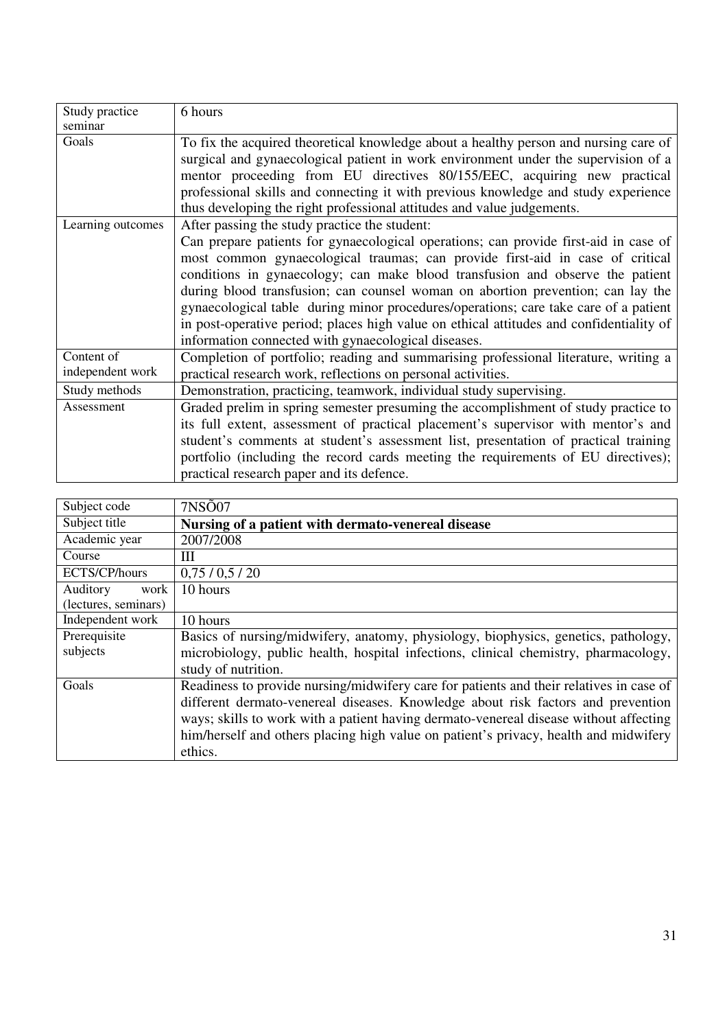| | |
|---|---|
| Study practice seminar | 6 hours |
| Goals | To fix the acquired theoretical knowledge about a healthy person and nursing care of surgical and gynaecological patient in work environment under the supervision of a mentor proceeding from EU directives 80/155/EEC, acquiring new practical professional skills and connecting it with previous knowledge and study experience thus developing the right professional attitudes and value judgements. |
| Learning outcomes | After passing the study practice the student: Can prepare patients for gynaecological operations; can provide first-aid in case of most common gynaecological traumas; can provide first-aid in case of critical conditions in gynaecology; can make blood transfusion and observe the patient during blood transfusion; can counsel woman on abortion prevention; can lay the gynaecological table during minor procedures/operations; care take care of a patient in post-operative period; places high value on ethical attitudes and confidentiality of information connected with gynaecological diseases. |
| Content of independent work | Completion of portfolio; reading and summarising professional literature, writing a practical research work, reflections on personal activities. |
| Study methods | Demonstration, practicing, teamwork, individual study supervising. |
| Assessment | Graded prelim in spring semester presuming the accomplishment of study practice to its full extent, assessment of practical placement's supervisor with mentor's and student's comments at student's assessment list, presentation of practical training portfolio (including the record cards meeting the requirements of EU directives); practical research paper and its defence. |

| | |
|---|---|
| Subject code | 7NSÕ07 |
| Subject title | **Nursing of a patient with dermato-venereal disease** |
| Academic year | 2007/2008 |
| Course | III |
| ECTS/CP/hours | 0,75 / 0,5 / 20 |
| Auditory work (lectures, seminars) | 10 hours |
| Independent work | 10 hours |
| Prerequisite subjects | Basics of nursing/midwifery, anatomy, physiology, biophysics, genetics, pathology, microbiology, public health, hospital infections, clinical chemistry, pharmacology, study of nutrition. |
| Goals | Readiness to provide nursing/midwifery care for patients and their relatives in case of different dermato-venereal diseases. Knowledge about risk factors and prevention ways; skills to work with a patient having dermato-venereal disease without affecting him/herself and others placing high value on patient's privacy, health and midwifery ethics. |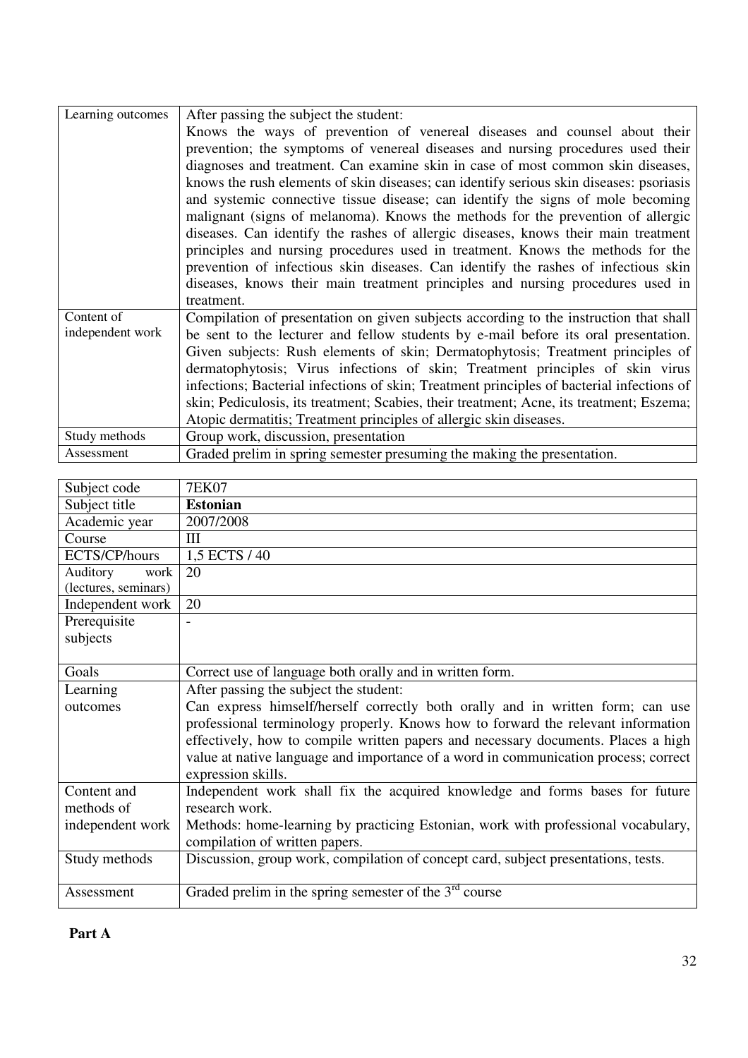| | |
|---|---|
| Learning outcomes | After passing the subject the student: Knows the ways of prevention of venereal diseases and counsel about their prevention; the symptoms of venereal diseases and nursing procedures used their diagnoses and treatment. Can examine skin in case of most common skin diseases, knows the rush elements of skin diseases; can identify serious skin diseases: psoriasis and systemic connective tissue disease; can identify the signs of mole becoming malignant (signs of melanoma). Knows the methods for the prevention of allergic diseases. Can identify the rashes of allergic diseases, knows their main treatment principles and nursing procedures used in treatment. Knows the methods for the prevention of infectious skin diseases. Can identify the rashes of infectious skin diseases, knows their main treatment principles and nursing procedures used in treatment. |
| Content of independent work | Compilation of presentation on given subjects according to the instruction that shall be sent to the lecturer and fellow students by e-mail before its oral presentation. Given subjects: Rush elements of skin; Dermatophytosis; Treatment principles of dermatophytosis; Virus infections of skin; Treatment principles of skin virus infections; Bacterial infections of skin; Treatment principles of bacterial infections of skin; Pediculosis, its treatment; Scabies, their treatment; Acne, its treatment; Eszema; Atopic dermatitis; Treatment principles of allergic skin diseases. |
| Study methods | Group work, discussion, presentation |
| Assessment | Graded prelim in spring semester presuming the making the presentation. |

| | |
|---|---|
| Subject code | 7EK07 |
| Subject title | **Estonian** |
| Academic year | 2007/2008 |
| Course | III |
| ECTS/CP/hours | 1,5 ECTS / 40 |
| Auditory work (lectures, seminars) | 20 |
| Independent work | 20 |
| Prerequisite subjects | - |
| Goals | Correct use of language both orally and in written form. |
| Learning outcomes | After passing the subject the student: Can express himself/herself correctly both orally and in written form; can use professional terminology properly. Knows how to forward the relevant information effectively, how to compile written papers and necessary documents. Places a high value at native language and importance of a word in communication process; correct expression skills. |
| Content and methods of independent work | Independent work shall fix the acquired knowledge and forms bases for future research work. Methods: home-learning by practicing Estonian, work with professional vocabulary, compilation of written papers. |
| Study methods | Discussion, group work, compilation of concept card, subject presentations, tests. |
| Assessment | Graded prelim in the spring semester of the 3rd course |

**Part A**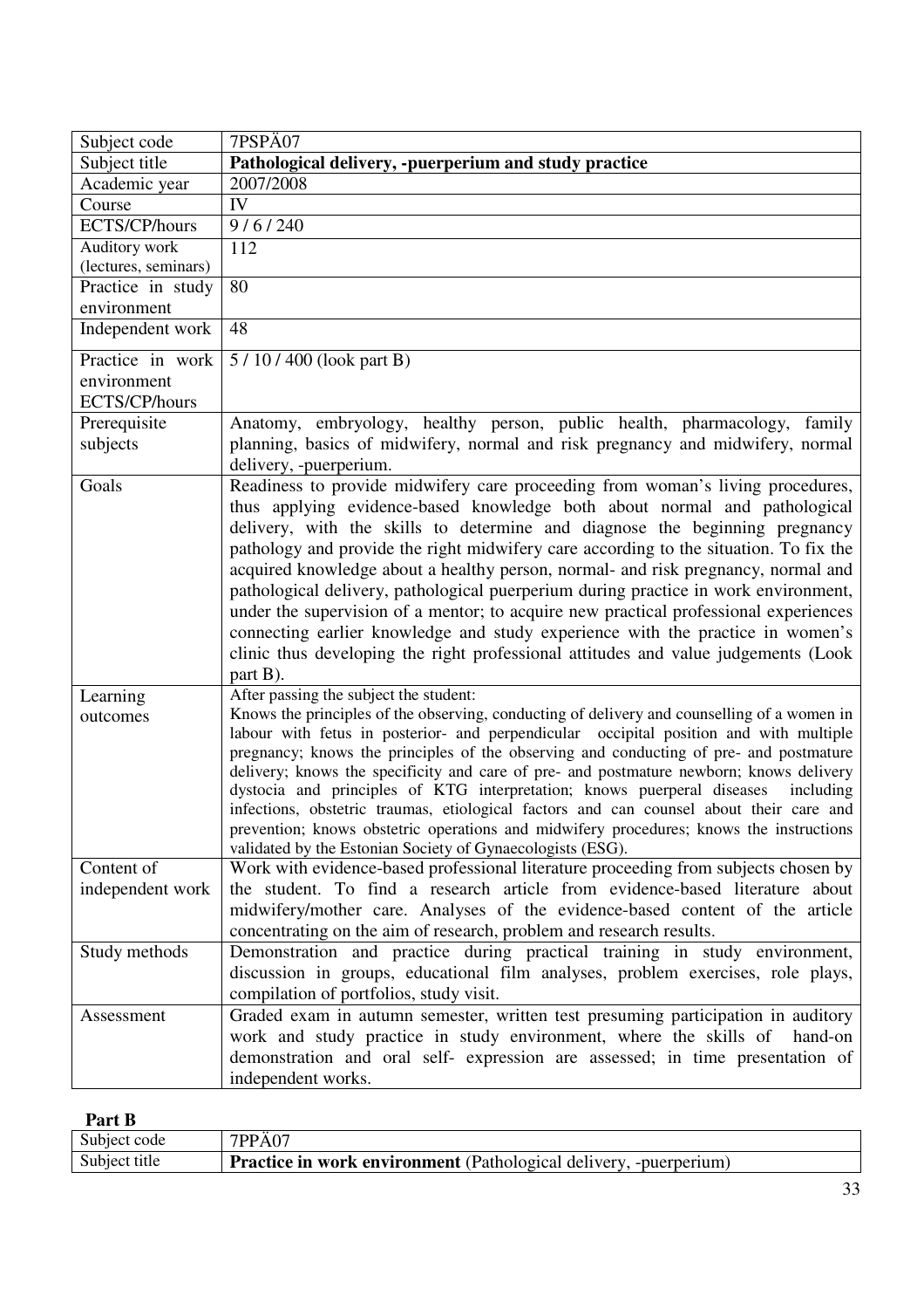| Subject code | 7PSPÄ07 |
|---|---|
| Subject title | **Pathological delivery, -puerperium and study practice** |
| Academic year | 2007/2008 |
| Course | IV |
| ECTS/CP/hours | 9 / 6 / 240 |
| Auditory work (lectures, seminars) | 112 |
| Practice in study environment | 80 |
| Independent work | 48 |
| Practice in work environment ECTS/CP/hours | 5 / 10 / 400 (look part B) |
| Prerequisite subjects | Anatomy, embryology, healthy person, public health, pharmacology, family planning, basics of midwifery, normal and risk pregnancy and midwifery, normal delivery, -puerperium. |
| Goals | Readiness to provide midwifery care proceeding from woman's living procedures, thus applying evidence-based knowledge both about normal and pathological delivery, with the skills to determine and diagnose the beginning pregnancy pathology and provide the right midwifery care according to the situation. To fix the acquired knowledge about a healthy person, normal- and risk pregnancy, normal and pathological delivery, pathological puerperium during practice in work environment, under the supervision of a mentor; to acquire new practical professional experiences connecting earlier knowledge and study experience with the practice in women's clinic thus developing the right professional attitudes and value judgements (Look part B). |
| Learning outcomes | After passing the subject the student: Knows the principles of the observing, conducting of delivery and counselling of a women in labour with fetus in posterior- and perpendicular occipital position and with multiple pregnancy; knows the principles of the observing and conducting of pre- and postmature delivery; knows the specificity and care of pre- and postmature newborn; knows delivery dystocia and principles of KTG interpretation; knows puerperal diseases including infections, obstetric traumas, etiological factors and can counsel about their care and prevention; knows obstetric operations and midwifery procedures; knows the instructions validated by the Estonian Society of Gynaecologists (ESG). |
| Content of independent work | Work with evidence-based professional literature proceeding from subjects chosen by the student. To find a research article from evidence-based literature about midwifery/mother care. Analyses of the evidence-based content of the article concentrating on the aim of research, problem and research results. |
| Study methods | Demonstration and practice during practical training in study environment, discussion in groups, educational film analyses, problem exercises, role plays, compilation of portfolios, study visit. |
| Assessment | Graded exam in autumn semester, written test presuming participation in auditory work and study practice in study environment, where the skills of hand-on demonstration and oral self- expression are assessed; in time presentation of independent works. |

**Part B**

| Subject code | 7PPÄ07 |
|---|---|
| Subject title | **Practice in work environment** (Pathological delivery, -puerperium) |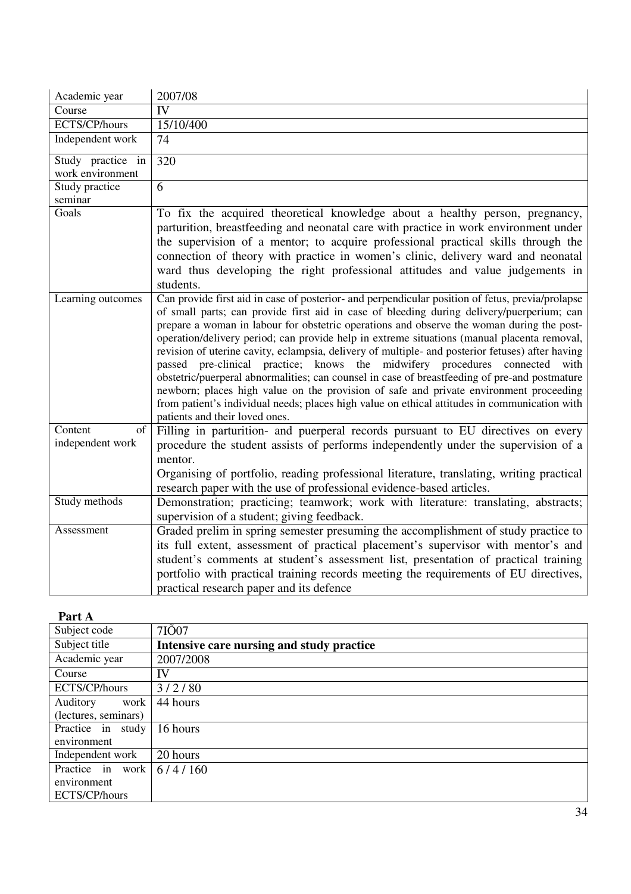| Academic year | 2007/08 |
|---|---|
| Course | IV |
| ECTS/CP/hours | 15/10/400 |
| Independent work | 74 |
| Study practice in work environment | 320 |
| Study practice seminar | 6 |
| Goals | To fix the acquired theoretical knowledge about a healthy person, pregnancy, parturition, breastfeeding and neonatal care with practice in work environment under the supervision of a mentor; to acquire professional practical skills through the connection of theory with practice in women's clinic, delivery ward and neonatal ward thus developing the right professional attitudes and value judgements in students. |
| Learning outcomes | Can provide first aid in case of posterior- and perpendicular position of fetus, previa/prolapse of small parts; can provide first aid in case of bleeding during delivery/puerperium; can prepare a woman in labour for obstetric operations and observe the woman during the post-operation/delivery period; can provide help in extreme situations (manual placenta removal, revision of uterine cavity, eclampsia, delivery of multiple- and posterior fetuses) after having passed pre-clinical practice; knows the midwifery procedures connected with obstetric/puerperal abnormalities; can counsel in case of breastfeeding of pre-and postmature newborn; places high value on the provision of safe and private environment proceeding from patient's individual needs; places high value on ethical attitudes in communication with patients and their loved ones. |
| Content of independent work | Filling in parturition- and puerperal records pursuant to EU directives on every procedure the student assists of performs independently under the supervision of a mentor.<br>Organising of portfolio, reading professional literature, translating, writing practical research paper with the use of professional evidence-based articles. |
| Study methods | Demonstration; practicing; teamwork; work with literature: translating, abstracts; supervision of a student; giving feedback. |
| Assessment | Graded prelim in spring semester presuming the accomplishment of study practice to its full extent, assessment of practical placement's supervisor with mentor's and student's comments at student's assessment list, presentation of practical training portfolio with practical training records meeting the requirements of EU directives, practical research paper and its defence |

**Part A**

| Subject code | 7IÕ07 |
|---|---|
| Subject title | **Intensive care nursing and study practice** |
| Academic year | 2007/2008 |
| Course | IV |
| ECTS/CP/hours | 3 / 2 / 80 |
| Auditory work (lectures, seminars) | 44 hours |
| Practice in study environment | 16 hours |
| Independent work | 20 hours |
| Practice in work environment ECTS/CP/hours | 6 / 4 / 160 |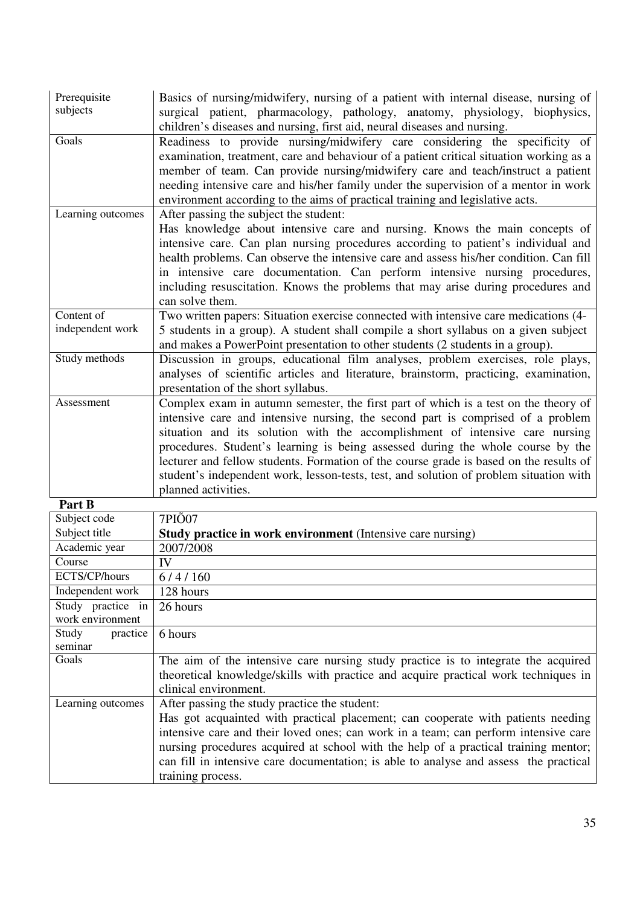| | |
|---|---|
| Prerequisite subjects | Basics of nursing/midwifery, nursing of a patient with internal disease, nursing of surgical patient, pharmacology, pathology, anatomy, physiology, biophysics, children's diseases and nursing, first aid, neural diseases and nursing. |
| Goals | Readiness to provide nursing/midwifery care considering the specificity of examination, treatment, care and behaviour of a patient critical situation working as a member of team. Can provide nursing/midwifery care and teach/instruct a patient needing intensive care and his/her family under the supervision of a mentor in work environment according to the aims of practical training and legislative acts. |
| Learning outcomes | After passing the subject the student: Has knowledge about intensive care and nursing. Knows the main concepts of intensive care. Can plan nursing procedures according to patient's individual and health problems. Can observe the intensive care and assess his/her condition. Can fill in intensive care documentation. Can perform intensive nursing procedures, including resuscitation. Knows the problems that may arise during procedures and can solve them. |
| Content of independent work | Two written papers: Situation exercise connected with intensive care medications (4-5 students in a group). A student shall compile a short syllabus on a given subject and makes a PowerPoint presentation to other students (2 students in a group). |
| Study methods | Discussion in groups, educational film analyses, problem exercises, role plays, analyses of scientific articles and literature, brainstorm, practicing, examination, presentation of the short syllabus. |
| Assessment | Complex exam in autumn semester, the first part of which is a test on the theory of intensive care and intensive nursing, the second part is comprised of a problem situation and its solution with the accomplishment of intensive care nursing procedures. Student's learning is being assessed during the whole course by the lecturer and fellow students. Formation of the course grade is based on the results of student's independent work, lesson-tests, test, and solution of problem situation with planned activities. |

**Part B**

| | |
|---|---|
| Subject code | 7PIÕ07 |
| Subject title | **Study practice in work environment** (Intensive care nursing) |
| Academic year | 2007/2008 |
| Course | IV |
| ECTS/CP/hours | 6 / 4 / 160 |
| Independent work | 128 hours |
| Study practice in work environment | 26 hours |
| Study practice seminar | 6 hours |
| Goals | The aim of the intensive care nursing study practice is to integrate the acquired theoretical knowledge/skills with practice and acquire practical work techniques in clinical environment. |
| Learning outcomes | After passing the study practice the student: Has got acquainted with practical placement; can cooperate with patients needing intensive care and their loved ones; can work in a team; can perform intensive care nursing procedures acquired at school with the help of a practical training mentor; can fill in intensive care documentation; is able to analyse and assess the practical training process. |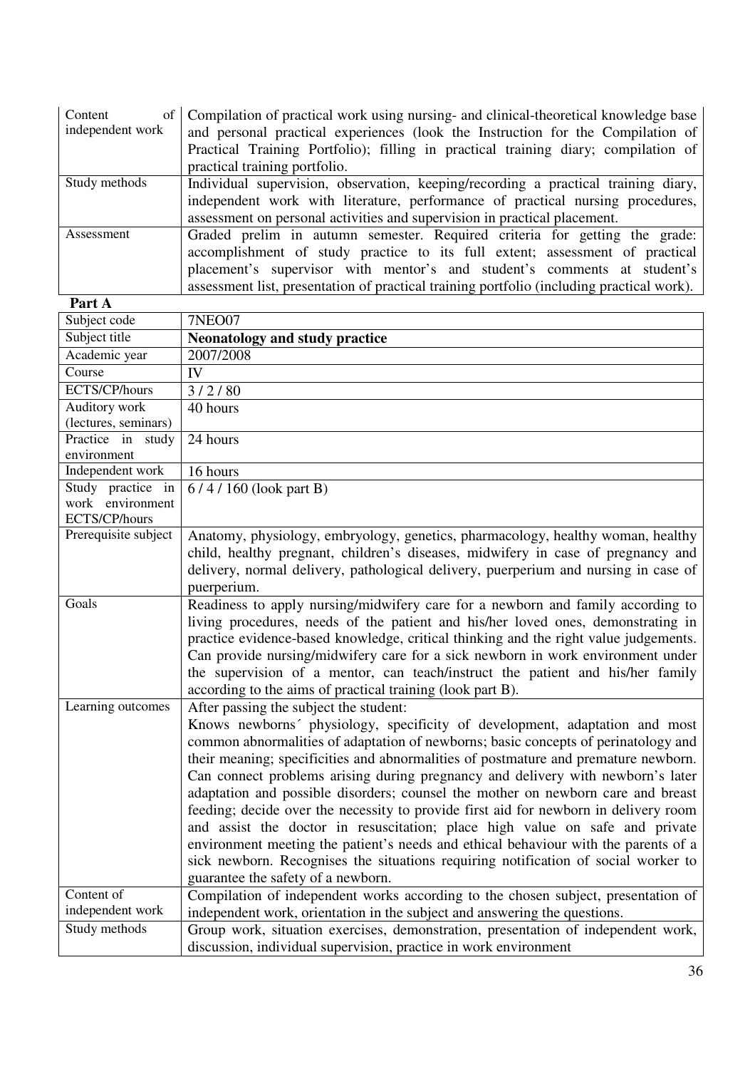| Content of independent work | Compilation of practical work using nursing- and clinical-theoretical knowledge base and personal practical experiences (look the Instruction for the Compilation of Practical Training Portfolio); filling in practical training diary; compilation of practical training portfolio. |
|---|---|
| Study methods | Individual supervision, observation, keeping/recording a practical training diary, independent work with literature, performance of practical nursing procedures, assessment on personal activities and supervision in practical placement. |
| Assessment | Graded prelim in autumn semester. Required criteria for getting the grade: accomplishment of study practice to its full extent; assessment of practical placement's supervisor with mentor's and student's comments at student's assessment list, presentation of practical training portfolio (including practical work). |

**Part A**

| Subject code | 7NEO07 |
|---|---|
| Subject title | **Neonatology and study practice** |
| Academic year | 2007/2008 |
| Course | IV |
| ECTS/CP/hours | 3 / 2 / 80 |
| Auditory work (lectures, seminars) | 40 hours |
| Practice in study environment | 24 hours |
| Independent work | 16 hours |
| Study practice in work environment ECTS/CP/hours | 6 / 4 / 160 (look part B) |
| Prerequisite subject | Anatomy, physiology, embryology, genetics, pharmacology, healthy woman, healthy child, healthy pregnant, children's diseases, midwifery in case of pregnancy and delivery, normal delivery, pathological delivery, puerperium and nursing in case of puerperium. |
| Goals | Readiness to apply nursing/midwifery care for a newborn and family according to living procedures, needs of the patient and his/her loved ones, demonstrating in practice evidence-based knowledge, critical thinking and the right value judgements. Can provide nursing/midwifery care for a sick newborn in work environment under the supervision of a mentor, can teach/instruct the patient and his/her family according to the aims of practical training (look part B). |
| Learning outcomes | After passing the subject the student: Knows newborns´ physiology, specificity of development, adaptation and most common abnormalities of adaptation of newborns; basic concepts of perinatology and their meaning; specificities and abnormalities of postmature and premature newborn. Can connect problems arising during pregnancy and delivery with newborn's later adaptation and possible disorders; counsel the mother on newborn care and breast feeding; decide over the necessity to provide first aid for newborn in delivery room and assist the doctor in resuscitation; place high value on safe and private environment meeting the patient's needs and ethical behaviour with the parents of a sick newborn. Recognises the situations requiring notification of social worker to guarantee the safety of a newborn. |
| Content of independent work | Compilation of independent works according to the chosen subject, presentation of independent work, orientation in the subject and answering the questions. |
| Study methods | Group work, situation exercises, demonstration, presentation of independent work, discussion, individual supervision, practice in work environment |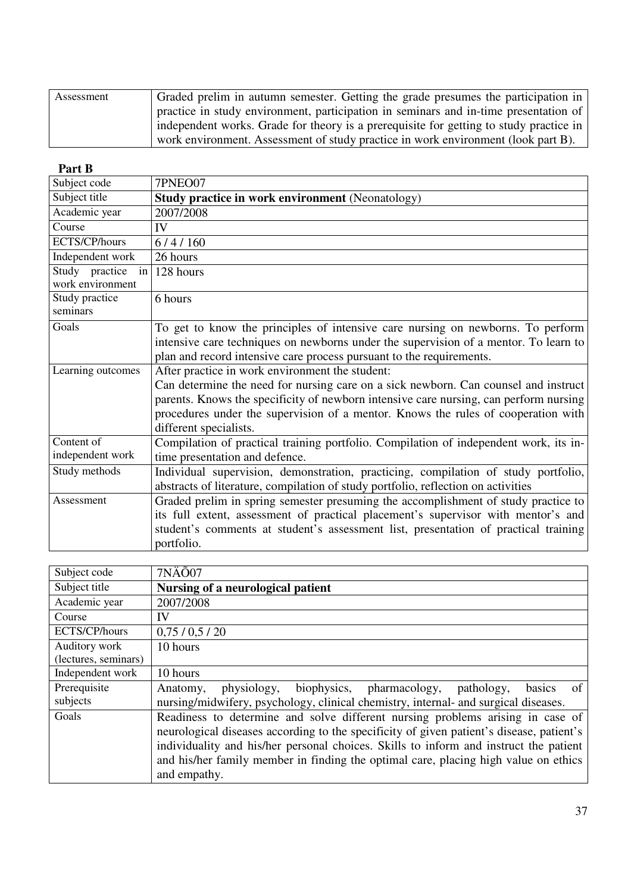| Assessment | Graded prelim in autumn semester. Getting the grade presumes the participation in practice in study environment, participation in seminars and in-time presentation of independent works. Grade for theory is a prerequisite for getting to study practice in work environment. Assessment of study practice in work environment (look part B). |
|---|---|

**Part B**

| Subject code | 7PNEO07 |
|---|---|
| Subject title | **Study practice in work environment** (Neonatology) |
| Academic year | 2007/2008 |
| Course | IV |
| ECTS/CP/hours | 6 / 4 / 160 |
| Independent work | 26 hours |
| Study practice in work environment | 128 hours |
| Study practice seminars | 6 hours |
| Goals | To get to know the principles of intensive care nursing on newborns. To perform intensive care techniques on newborns under the supervision of a mentor. To learn to plan and record intensive care process pursuant to the requirements. |
| Learning outcomes | After practice in work environment the student: Can determine the need for nursing care on a sick newborn. Can counsel and instruct parents. Knows the specificity of newborn intensive care nursing, can perform nursing procedures under the supervision of a mentor. Knows the rules of cooperation with different specialists. |
| Content of independent work | Compilation of practical training portfolio. Compilation of independent work, its in-time presentation and defence. |
| Study methods | Individual supervision, demonstration, practicing, compilation of study portfolio, abstracts of literature, compilation of study portfolio, reflection on activities |
| Assessment | Graded prelim in spring semester presuming the accomplishment of study practice to its full extent, assessment of practical placement's supervisor with mentor's and student's comments at student's assessment list, presentation of practical training portfolio. |

| Subject code | 7NÄÕ07 |
|---|---|
| Subject title | **Nursing of a neurological patient** |
| Academic year | 2007/2008 |
| Course | IV |
| ECTS/CP/hours | 0,75 / 0,5 / 20 |
| Auditory work (lectures, seminars) | 10 hours |
| Independent work | 10 hours |
| Prerequisite subjects | Anatomy, physiology, biophysics, pharmacology, pathology, basics of nursing/midwifery, psychology, clinical chemistry, internal- and surgical diseases. |
| Goals | Readiness to determine and solve different nursing problems arising in case of neurological diseases according to the specificity of given patient's disease, patient's individuality and his/her personal choices. Skills to inform and instruct the patient and his/her family member in finding the optimal care, placing high value on ethics and empathy. |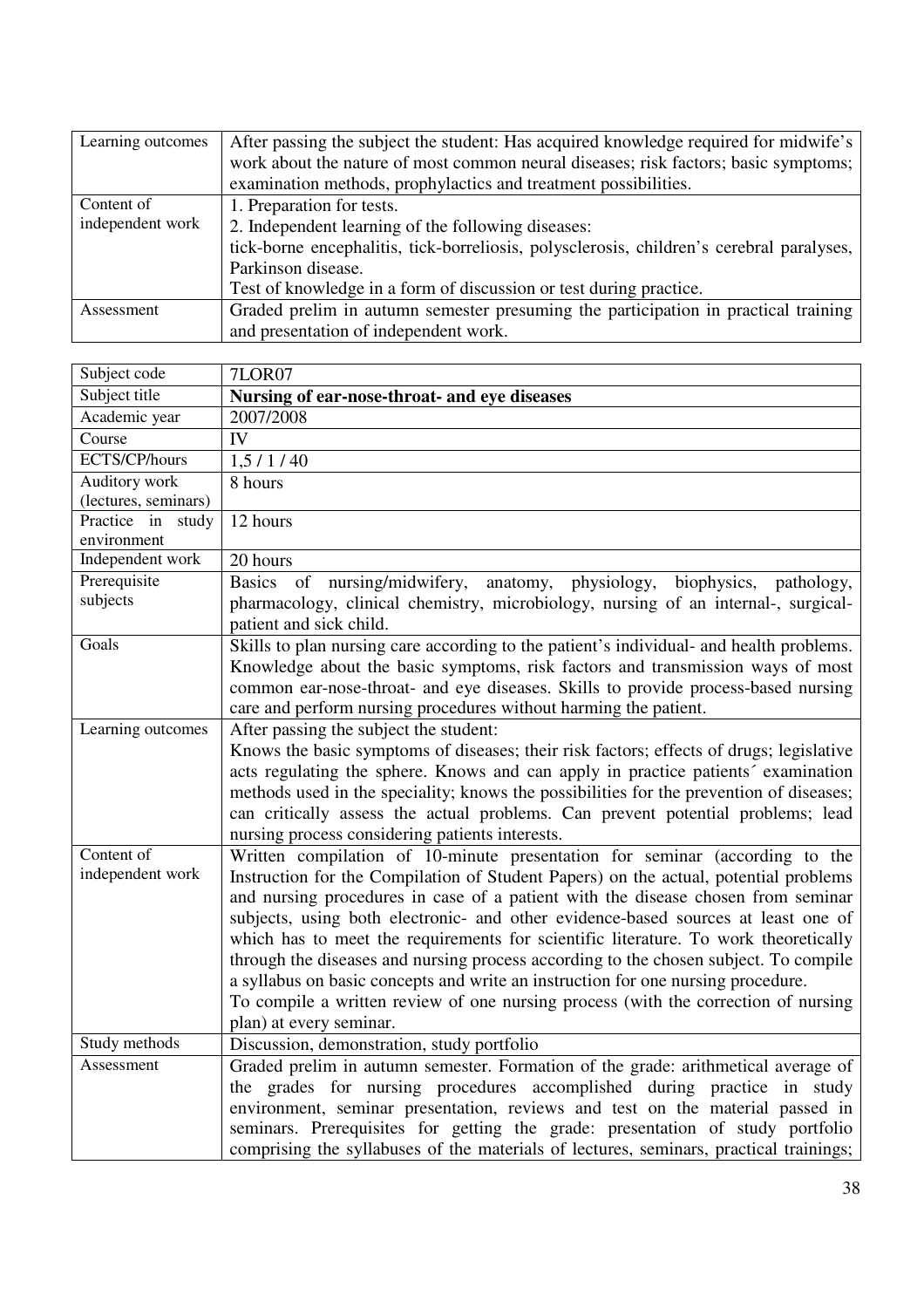| | |
|---|---|
| Learning outcomes | After passing the subject the student: Has acquired knowledge required for midwife's work about the nature of most common neural diseases; risk factors; basic symptoms; examination methods, prophylactics and treatment possibilities. |
| Content of independent work | 1. Preparation for tests.<br>2. Independent learning of the following diseases:<br>tick-borne encephalitis, tick-borreliosis, polysclerosis, children's cerebral paralyses, Parkinson disease.<br>Test of knowledge in a form of discussion or test during practice. |
| Assessment | Graded prelim in autumn semester presuming the participation in practical training and presentation of independent work. |

| | |
|---|---|
| Subject code | 7LOR07 |
| Subject title | **Nursing of ear-nose-throat- and eye diseases** |
| Academic year | 2007/2008 |
| Course | IV |
| ECTS/CP/hours | 1,5 / 1 / 40 |
| Auditory work (lectures, seminars) | 8 hours |
| Practice in study environment | 12 hours |
| Independent work | 20 hours |
| Prerequisite subjects | Basics of nursing/midwifery, anatomy, physiology, biophysics, pathology, pharmacology, clinical chemistry, microbiology, nursing of an internal-, surgical-patient and sick child. |
| Goals | Skills to plan nursing care according to the patient's individual- and health problems. Knowledge about the basic symptoms, risk factors and transmission ways of most common ear-nose-throat- and eye diseases. Skills to provide process-based nursing care and perform nursing procedures without harming the patient. |
| Learning outcomes | After passing the subject the student:<br>Knows the basic symptoms of diseases; their risk factors; effects of drugs; legislative acts regulating the sphere. Knows and can apply in practice patients´ examination methods used in the speciality; knows the possibilities for the prevention of diseases; can critically assess the actual problems. Can prevent potential problems; lead nursing process considering patients interests. |
| Content of independent work | Written compilation of 10-minute presentation for seminar (according to the Instruction for the Compilation of Student Papers) on the actual, potential problems and nursing procedures in case of a patient with the disease chosen from seminar subjects, using both electronic- and other evidence-based sources at least one of which has to meet the requirements for scientific literature. To work theoretically through the diseases and nursing process according to the chosen subject. To compile a syllabus on basic concepts and write an instruction for one nursing procedure.<br>To compile a written review of one nursing process (with the correction of nursing plan) at every seminar. |
| Study methods | Discussion, demonstration, study portfolio |
| Assessment | Graded prelim in autumn semester. Formation of the grade: arithmetical average of the grades for nursing procedures accomplished during practice in study environment, seminar presentation, reviews and test on the material passed in seminars. Prerequisites for getting the grade: presentation of study portfolio comprising the syllabuses of the materials of lectures, seminars, practical trainings; |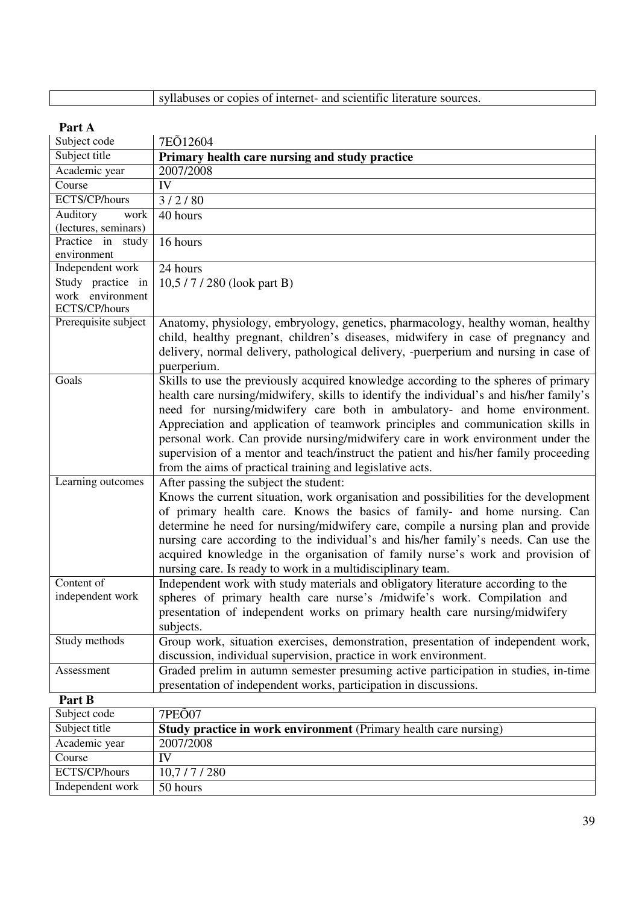|  | syllabuses or copies of internet- and scientific literature sources. |
|---|---|

**Part A**

| Subject code | 7EÕ12604 |
|---|---|
| Subject title | **Primary health care nursing and study practice** |
| Academic year | 2007/2008 |
| Course | IV |
| ECTS/CP/hours | 3 / 2 / 80 |
| Auditory work (lectures, seminars) | 40 hours |
| Practice in study environment | 16 hours |
| Independent work | 24 hours |
| Study practice in work environment ECTS/CP/hours | 10,5 / 7 / 280 (look part B) |
| Prerequisite subject | Anatomy, physiology, embryology, genetics, pharmacology, healthy woman, healthy child, healthy pregnant, children's diseases, midwifery in case of pregnancy and delivery, normal delivery, pathological delivery, -puerperium and nursing in case of puerperium. |
| Goals | Skills to use the previously acquired knowledge according to the spheres of primary health care nursing/midwifery, skills to identify the individual's and his/her family's need for nursing/midwifery care both in ambulatory- and home environment. Appreciation and application of teamwork principles and communication skills in personal work. Can provide nursing/midwifery care in work environment under the supervision of a mentor and teach/instruct the patient and his/her family proceeding from the aims of practical training and legislative acts. |
| Learning outcomes | After passing the subject the student: Knows the current situation, work organisation and possibilities for the development of primary health care. Knows the basics of family- and home nursing. Can determine he need for nursing/midwifery care, compile a nursing plan and provide nursing care according to the individual's and his/her family's needs. Can use the acquired knowledge in the organisation of family nurse's work and provision of nursing care. Is ready to work in a multidisciplinary team. |
| Content of independent work | Independent work with study materials and obligatory literature according to the spheres of primary health care nurse's /midwife's work. Compilation and presentation of independent works on primary health care nursing/midwifery subjects. |
| Study methods | Group work, situation exercises, demonstration, presentation of independent work, discussion, individual supervision, practice in work environment. |
| Assessment | Graded prelim in autumn semester presuming active participation in studies, in-time presentation of independent works, participation in discussions. |

**Part B**

| Subject code | 7PEÕ07 |
|---|---|
| Subject title | **Study practice in work environment** (Primary health care nursing) |
| Academic year | 2007/2008 |
| Course | IV |
| ECTS/CP/hours | 10,7 / 7 / 280 |
| Independent work | 50 hours |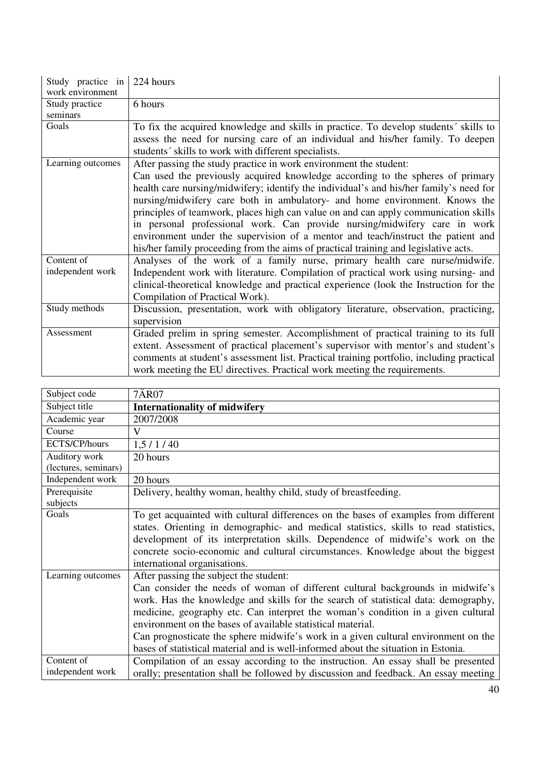| | |
|---|---|
| Study practice in work environment | 224 hours |
| Study practice seminars | 6 hours |
| Goals | To fix the acquired knowledge and skills in practice. To develop students´ skills to assess the need for nursing care of an individual and his/her family. To deepen students´ skills to work with different specialists. |
| Learning outcomes | After passing the study practice in work environment the student: Can used the previously acquired knowledge according to the spheres of primary health care nursing/midwifery; identify the individual's and his/her family's need for nursing/midwifery care both in ambulatory- and home environment. Knows the principles of teamwork, places high can value on and can apply communication skills in personal professional work. Can provide nursing/midwifery care in work environment under the supervision of a mentor and teach/instruct the patient and his/her family proceeding from the aims of practical training and legislative acts. |
| Content of independent work | Analyses of the work of a family nurse, primary health care nurse/midwife. Independent work with literature. Compilation of practical work using nursing- and clinical-theoretical knowledge and practical experience (look the Instruction for the Compilation of Practical Work). |
| Study methods | Discussion, presentation, work with obligatory literature, observation, practicing, supervision |
| Assessment | Graded prelim in spring semester. Accomplishment of practical training to its full extent. Assessment of practical placement's supervisor with mentor's and student's comments at student's assessment list. Practical training portfolio, including practical work meeting the EU directives. Practical work meeting the requirements. |

| | |
|---|---|
| Subject code | 7ÄR07 |
| Subject title | **Internationality of midwifery** |
| Academic year | 2007/2008 |
| Course | V |
| ECTS/CP/hours | 1,5 / 1 / 40 |
| Auditory work (lectures, seminars) | 20 hours |
| Independent work | 20 hours |
| Prerequisite subjects | Delivery, healthy woman, healthy child, study of breastfeeding. |
| Goals | To get acquainted with cultural differences on the bases of examples from different states. Orienting in demographic- and medical statistics, skills to read statistics, development of its interpretation skills. Dependence of midwife's work on the concrete socio-economic and cultural circumstances. Knowledge about the biggest international organisations. |
| Learning outcomes | After passing the subject the student: Can consider the needs of woman of different cultural backgrounds in midwife's work. Has the knowledge and skills for the search of statistical data: demography, medicine, geography etc. Can interpret the woman's condition in a given cultural environment on the bases of available statistical material. Can prognosticate the sphere midwife's work in a given cultural environment on the bases of statistical material and is well-informed about the situation in Estonia. |
| Content of independent work | Compilation of an essay according to the instruction. An essay shall be presented orally; presentation shall be followed by discussion and feedback. An essay meeting |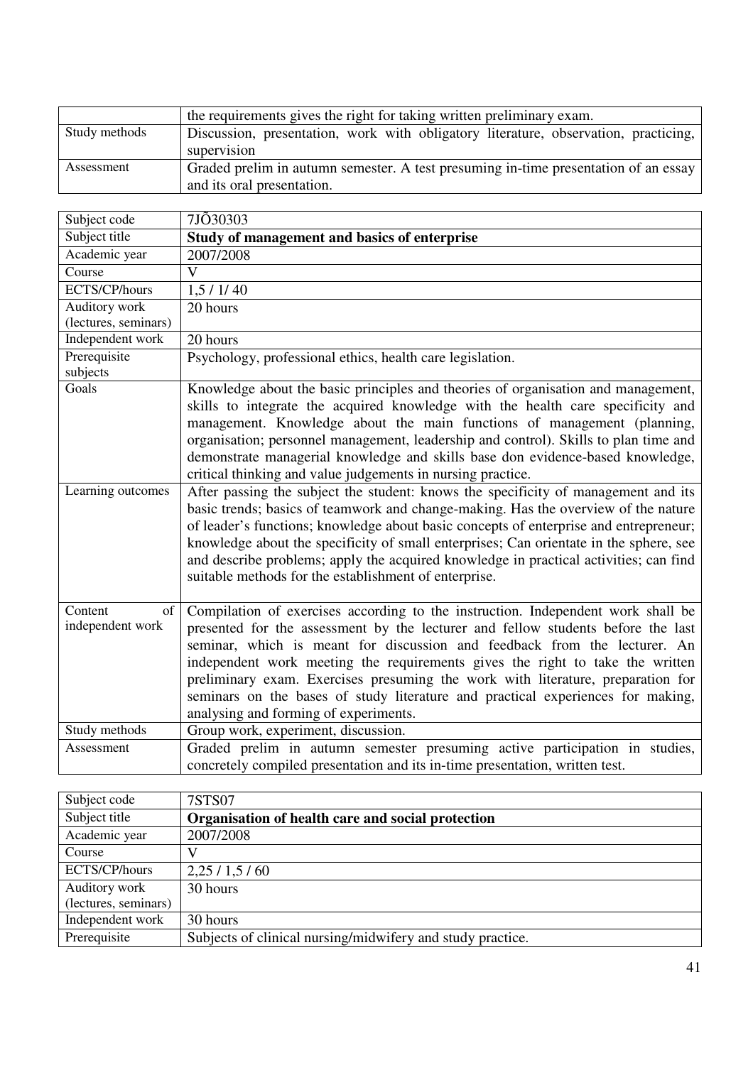|  |  |
| --- | --- |
|  | the requirements gives the right for taking written preliminary exam. |
| Study methods | Discussion, presentation, work with obligatory literature, observation, practicing, supervision |
| Assessment | Graded prelim in autumn semester. A test presuming in-time presentation of an essay and its oral presentation. |

| Subject code | 7JÕ30303 |
| --- | --- |
| Subject title | **Study of management and basics of enterprise** |
| Academic year | 2007/2008 |
| Course | V |
| ECTS/CP/hours | 1,5 / 1/ 40 |
| Auditory work (lectures, seminars) | 20 hours |
| Independent work | 20 hours |
| Prerequisite subjects | Psychology, professional ethics, health care legislation. |
| Goals | Knowledge about the basic principles and theories of organisation and management, skills to integrate the acquired knowledge with the health care specificity and management. Knowledge about the main functions of management (planning, organisation; personnel management, leadership and control). Skills to plan time and demonstrate managerial knowledge and skills base don evidence-based knowledge, critical thinking and value judgements in nursing practice. |
| Learning outcomes | After passing the subject the student: knows the specificity of management and its basic trends; basics of teamwork and change-making. Has the overview of the nature of leader's functions; knowledge about basic concepts of enterprise and entrepreneur; knowledge about the specificity of small enterprises; Can orientate in the sphere, see and describe problems; apply the acquired knowledge in practical activities; can find suitable methods for the establishment of enterprise. |
| Content of independent work | Compilation of exercises according to the instruction. Independent work shall be presented for the assessment by the lecturer and fellow students before the last seminar, which is meant for discussion and feedback from the lecturer. An independent work meeting the requirements gives the right to take the written preliminary exam. Exercises presuming the work with literature, preparation for seminars on the bases of study literature and practical experiences for making, analysing and forming of experiments. |
| Study methods | Group work, experiment, discussion. |
| Assessment | Graded prelim in autumn semester presuming active participation in studies, concretely compiled presentation and its in-time presentation, written test. |

| Subject code | 7STS07 |
| --- | --- |
| Subject title | **Organisation of health care and social protection** |
| Academic year | 2007/2008 |
| Course | V |
| ECTS/CP/hours | 2,25 / 1,5 / 60 |
| Auditory work (lectures, seminars) | 30 hours |
| Independent work | 30 hours |
| Prerequisite | Subjects of clinical nursing/midwifery and study practice. |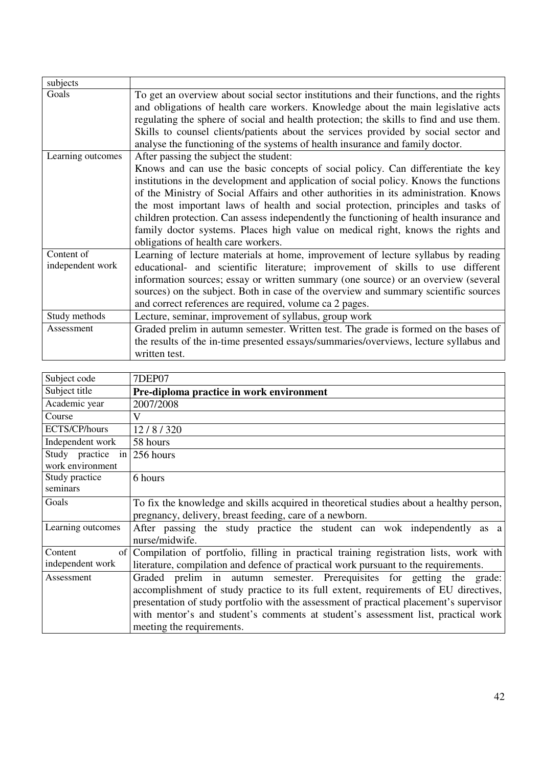| | |
|---|---|
| subjects | |
| Goals | To get an overview about social sector institutions and their functions, and the rights and obligations of health care workers. Knowledge about the main legislative acts regulating the sphere of social and health protection; the skills to find and use them. Skills to counsel clients/patients about the services provided by social sector and analyse the functioning of the systems of health insurance and family doctor. |
| Learning outcomes | After passing the subject the student: Knows and can use the basic concepts of social policy. Can differentiate the key institutions in the development and application of social policy. Knows the functions of the Ministry of Social Affairs and other authorities in its administration. Knows the most important laws of health and social protection, principles and tasks of children protection. Can assess independently the functioning of health insurance and family doctor systems. Places high value on medical right, knows the rights and obligations of health care workers. |
| Content of independent work | Learning of lecture materials at home, improvement of lecture syllabus by reading educational- and scientific literature; improvement of skills to use different information sources; essay or written summary (one source) or an overview (several sources) on the subject. Both in case of the overview and summary scientific sources and correct references are required, volume ca 2 pages. |
| Study methods | Lecture, seminar, improvement of syllabus, group work |
| Assessment | Graded prelim in autumn semester. Written test. The grade is formed on the bases of the results of the in-time presented essays/summaries/overviews, lecture syllabus and written test. |

| | |
|---|---|
| Subject code | 7DEP07 |
| Subject title | **Pre-diploma practice in work environment** |
| Academic year | 2007/2008 |
| Course | V |
| ECTS/CP/hours | 12 / 8 / 320 |
| Independent work | 58 hours |
| Study practice in work environment | 256 hours |
| Study practice seminars | 6 hours |
| Goals | To fix the knowledge and skills acquired in theoretical studies about a healthy person, pregnancy, delivery, breast feeding, care of a newborn. |
| Learning outcomes | After passing the study practice the student can wok independently as a nurse/midwife. |
| Content of independent work | Compilation of portfolio, filling in practical training registration lists, work with literature, compilation and defence of practical work pursuant to the requirements. |
| Assessment | Graded prelim in autumn semester. Prerequisites for getting the grade: accomplishment of study practice to its full extent, requirements of EU directives, presentation of study portfolio with the assessment of practical placement's supervisor with mentor's and student's comments at student's assessment list, practical work meeting the requirements. |